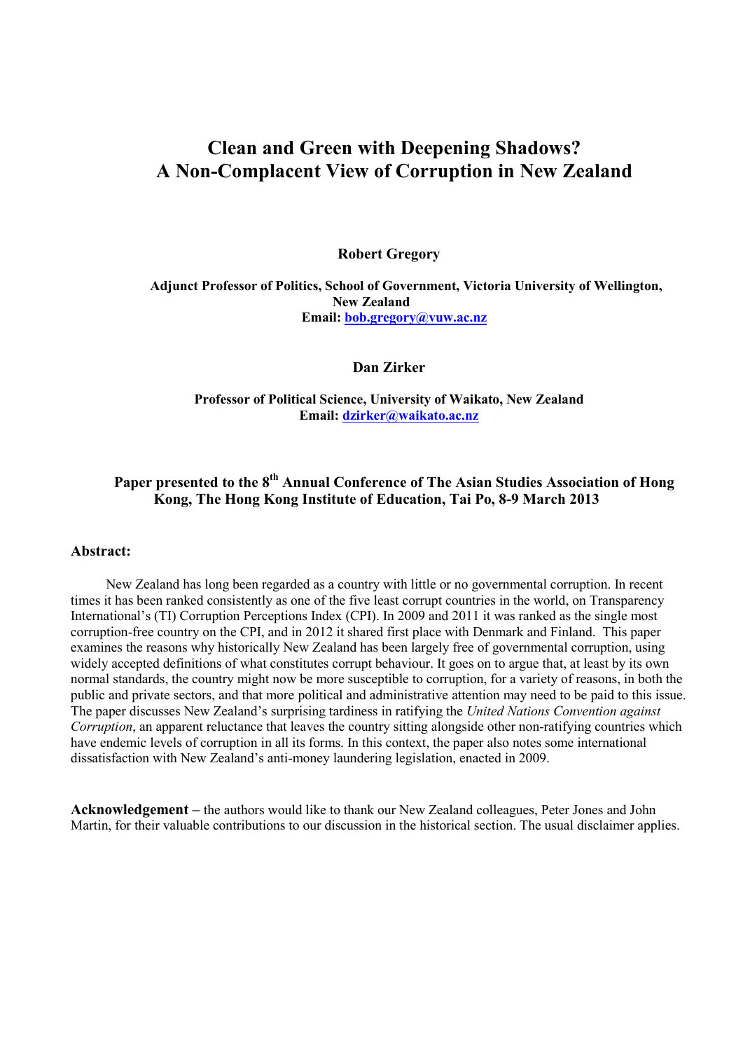# Clean and Green with Deepening Shadows?
# A Non-Complacent View of Corruption in New Zealand

**Robert Gregory**

**Adjunct Professor of Politics, School of Government, Victoria University of Wellington, New Zealand**
**Email: bob.gregory@vuw.ac.nz**

**Dan Zirker**

**Professor of Political Science, University of Waikato, New Zealand**
**Email: dzirker@waikato.ac.nz**

**Paper presented to the 8th Annual Conference of The Asian Studies Association of Hong Kong, The Hong Kong Institute of Education, Tai Po, 8-9 March 2013**

## Abstract:

New Zealand has long been regarded as a country with little or no governmental corruption. In recent times it has been ranked consistently as one of the five least corrupt countries in the world, on Transparency International's (TI) Corruption Perceptions Index (CPI). In 2009 and 2011 it was ranked as the single most corruption-free country on the CPI, and in 2012 it shared first place with Denmark and Finland. This paper examines the reasons why historically New Zealand has been largely free of governmental corruption, using widely accepted definitions of what constitutes corrupt behaviour. It goes on to argue that, at least by its own normal standards, the country might now be more susceptible to corruption, for a variety of reasons, in both the public and private sectors, and that more political and administrative attention may need to be paid to this issue. The paper discusses New Zealand's surprising tardiness in ratifying the *United Nations Convention against Corruption*, an apparent reluctance that leaves the country sitting alongside other non-ratifying countries which have endemic levels of corruption in all its forms. In this context, the paper also notes some international dissatisfaction with New Zealand's anti-money laundering legislation, enacted in 2009.

**Acknowledgement –** the authors would like to thank our New Zealand colleagues, Peter Jones and John Martin, for their valuable contributions to our discussion in the historical section. The usual disclaimer applies.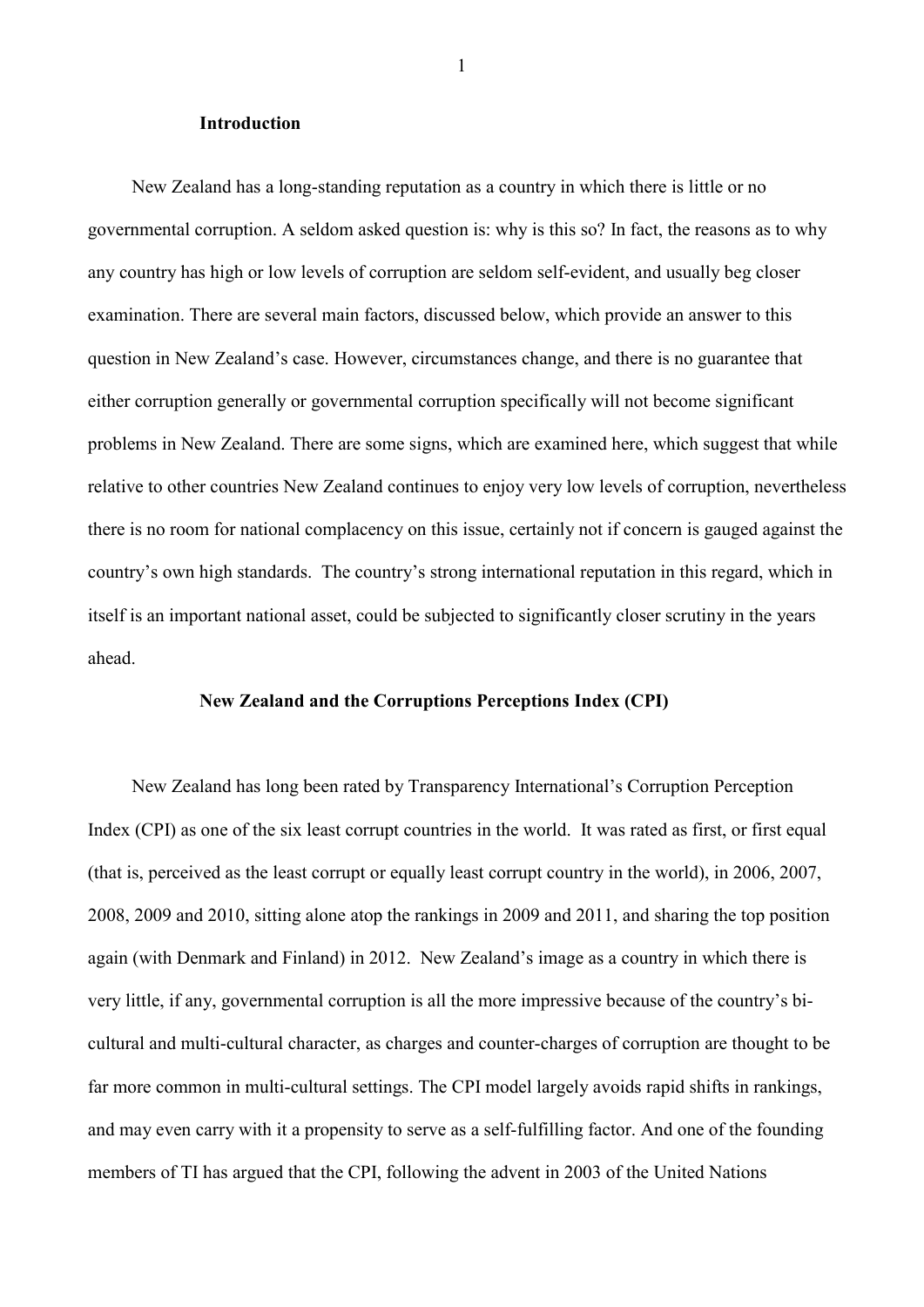## Introduction

New Zealand has a long-standing reputation as a country in which there is little or no governmental corruption. A seldom asked question is: why is this so? In fact, the reasons as to why any country has high or low levels of corruption are seldom self-evident, and usually beg closer examination. There are several main factors, discussed below, which provide an answer to this question in New Zealand's case. However, circumstances change, and there is no guarantee that either corruption generally or governmental corruption specifically will not become significant problems in New Zealand. There are some signs, which are examined here, which suggest that while relative to other countries New Zealand continues to enjoy very low levels of corruption, nevertheless there is no room for national complacency on this issue, certainly not if concern is gauged against the country's own high standards. The country's strong international reputation in this regard, which in itself is an important national asset, could be subjected to significantly closer scrutiny in the years ahead.

## New Zealand and the Corruptions Perceptions Index (CPI)

New Zealand has long been rated by Transparency International's Corruption Perception Index (CPI) as one of the six least corrupt countries in the world. It was rated as first, or first equal (that is, perceived as the least corrupt or equally least corrupt country in the world), in 2006, 2007, 2008, 2009 and 2010, sitting alone atop the rankings in 2009 and 2011, and sharing the top position again (with Denmark and Finland) in 2012. New Zealand's image as a country in which there is very little, if any, governmental corruption is all the more impressive because of the country's bi-cultural and multi-cultural character, as charges and counter-charges of corruption are thought to be far more common in multi-cultural settings. The CPI model largely avoids rapid shifts in rankings, and may even carry with it a propensity to serve as a self-fulfilling factor. And one of the founding members of TI has argued that the CPI, following the advent in 2003 of the United Nations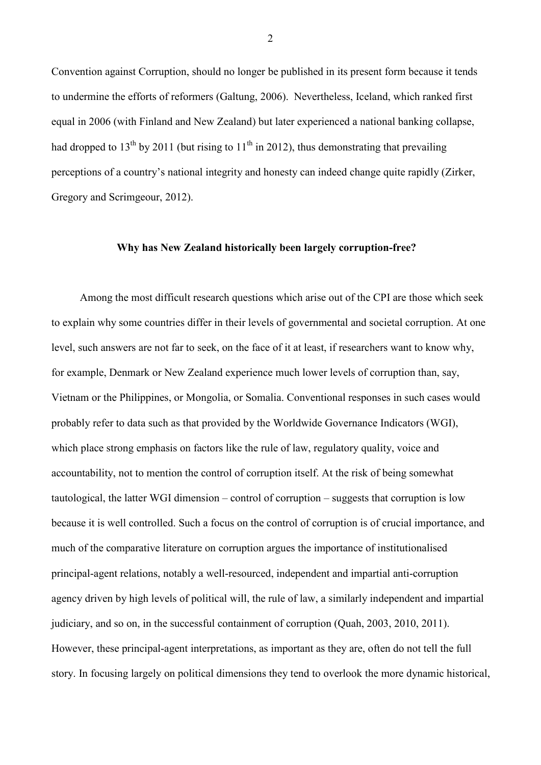Convention against Corruption, should no longer be published in its present form because it tends to undermine the efforts of reformers (Galtung, 2006). Nevertheless, Iceland, which ranked first equal in 2006 (with Finland and New Zealand) but later experienced a national banking collapse, had dropped to 13th by 2011 (but rising to 11th in 2012), thus demonstrating that prevailing perceptions of a country's national integrity and honesty can indeed change quite rapidly (Zirker, Gregory and Scrimgeour, 2012).

**Why has New Zealand historically been largely corruption-free?**

Among the most difficult research questions which arise out of the CPI are those which seek to explain why some countries differ in their levels of governmental and societal corruption. At one level, such answers are not far to seek, on the face of it at least, if researchers want to know why, for example, Denmark or New Zealand experience much lower levels of corruption than, say, Vietnam or the Philippines, or Mongolia, or Somalia. Conventional responses in such cases would probably refer to data such as that provided by the Worldwide Governance Indicators (WGI), which place strong emphasis on factors like the rule of law, regulatory quality, voice and accountability, not to mention the control of corruption itself. At the risk of being somewhat tautological, the latter WGI dimension – control of corruption – suggests that corruption is low because it is well controlled. Such a focus on the control of corruption is of crucial importance, and much of the comparative literature on corruption argues the importance of institutionalised principal-agent relations, notably a well-resourced, independent and impartial anti-corruption agency driven by high levels of political will, the rule of law, a similarly independent and impartial judiciary, and so on, in the successful containment of corruption (Quah, 2003, 2010, 2011). However, these principal-agent interpretations, as important as they are, often do not tell the full story. In focusing largely on political dimensions they tend to overlook the more dynamic historical,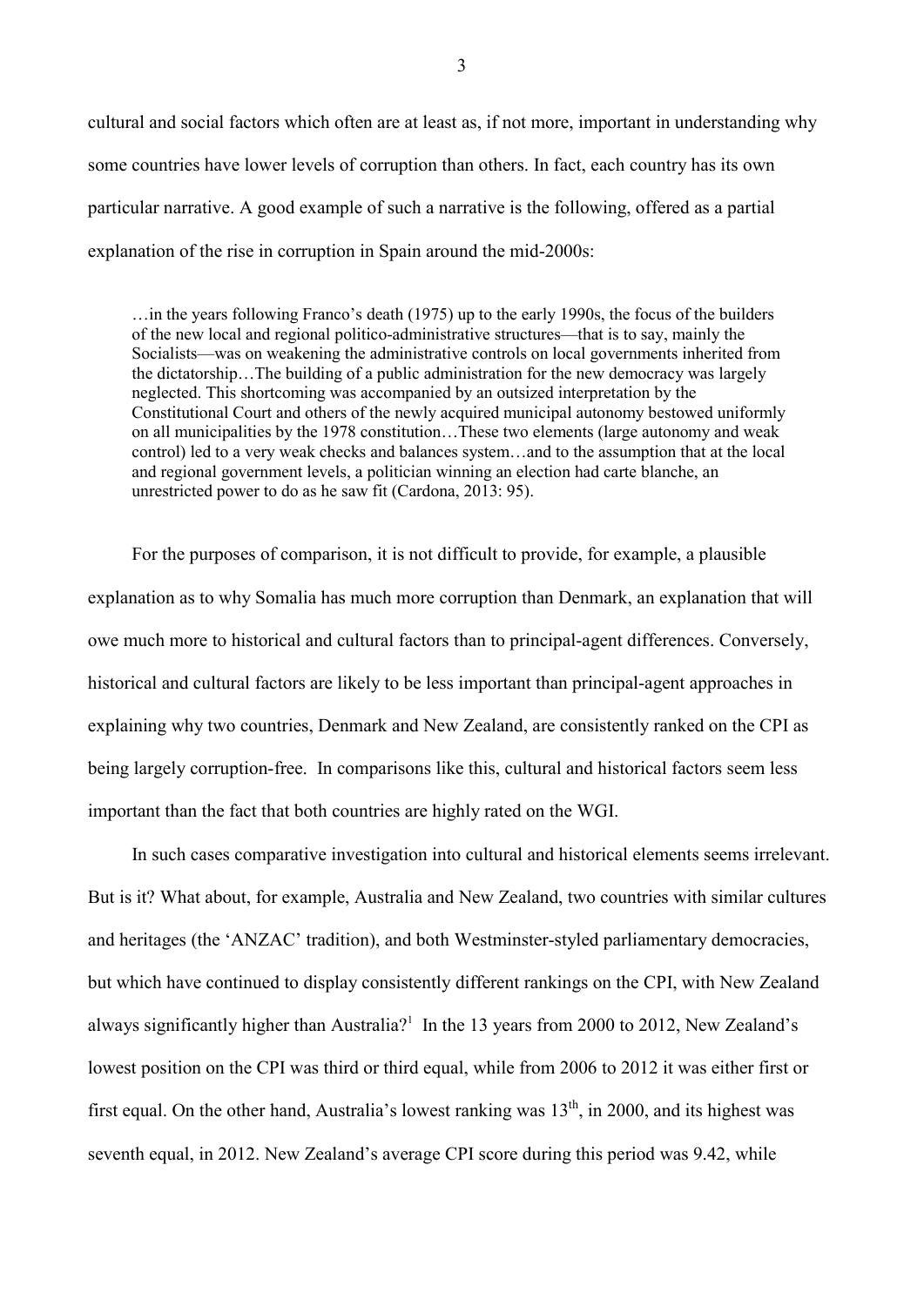cultural and social factors which often are at least as, if not more, important in understanding why some countries have lower levels of corruption than others. In fact, each country has its own particular narrative. A good example of such a narrative is the following, offered as a partial explanation of the rise in corruption in Spain around the mid-2000s:

> …in the years following Franco's death (1975) up to the early 1990s, the focus of the builders of the new local and regional politico-administrative structures—that is to say, mainly the Socialists—was on weakening the administrative controls on local governments inherited from the dictatorship…The building of a public administration for the new democracy was largely neglected. This shortcoming was accompanied by an outsized interpretation by the Constitutional Court and others of the newly acquired municipal autonomy bestowed uniformly on all municipalities by the 1978 constitution…These two elements (large autonomy and weak control) led to a very weak checks and balances system…and to the assumption that at the local and regional government levels, a politician winning an election had carte blanche, an unrestricted power to do as he saw fit (Cardona, 2013: 95).

For the purposes of comparison, it is not difficult to provide, for example, a plausible explanation as to why Somalia has much more corruption than Denmark, an explanation that will owe much more to historical and cultural factors than to principal-agent differences. Conversely, historical and cultural factors are likely to be less important than principal-agent approaches in explaining why two countries, Denmark and New Zealand, are consistently ranked on the CPI as being largely corruption-free. In comparisons like this, cultural and historical factors seem less important than the fact that both countries are highly rated on the WGI.

In such cases comparative investigation into cultural and historical elements seems irrelevant. But is it? What about, for example, Australia and New Zealand, two countries with similar cultures and heritages (the 'ANZAC' tradition), and both Westminster-styled parliamentary democracies, but which have continued to display consistently different rankings on the CPI, with New Zealand always significantly higher than Australia?[1] In the 13 years from 2000 to 2012, New Zealand's lowest position on the CPI was third or third equal, while from 2006 to 2012 it was either first or first equal. On the other hand, Australia's lowest ranking was 13th, in 2000, and its highest was seventh equal, in 2012. New Zealand's average CPI score during this period was 9.42, while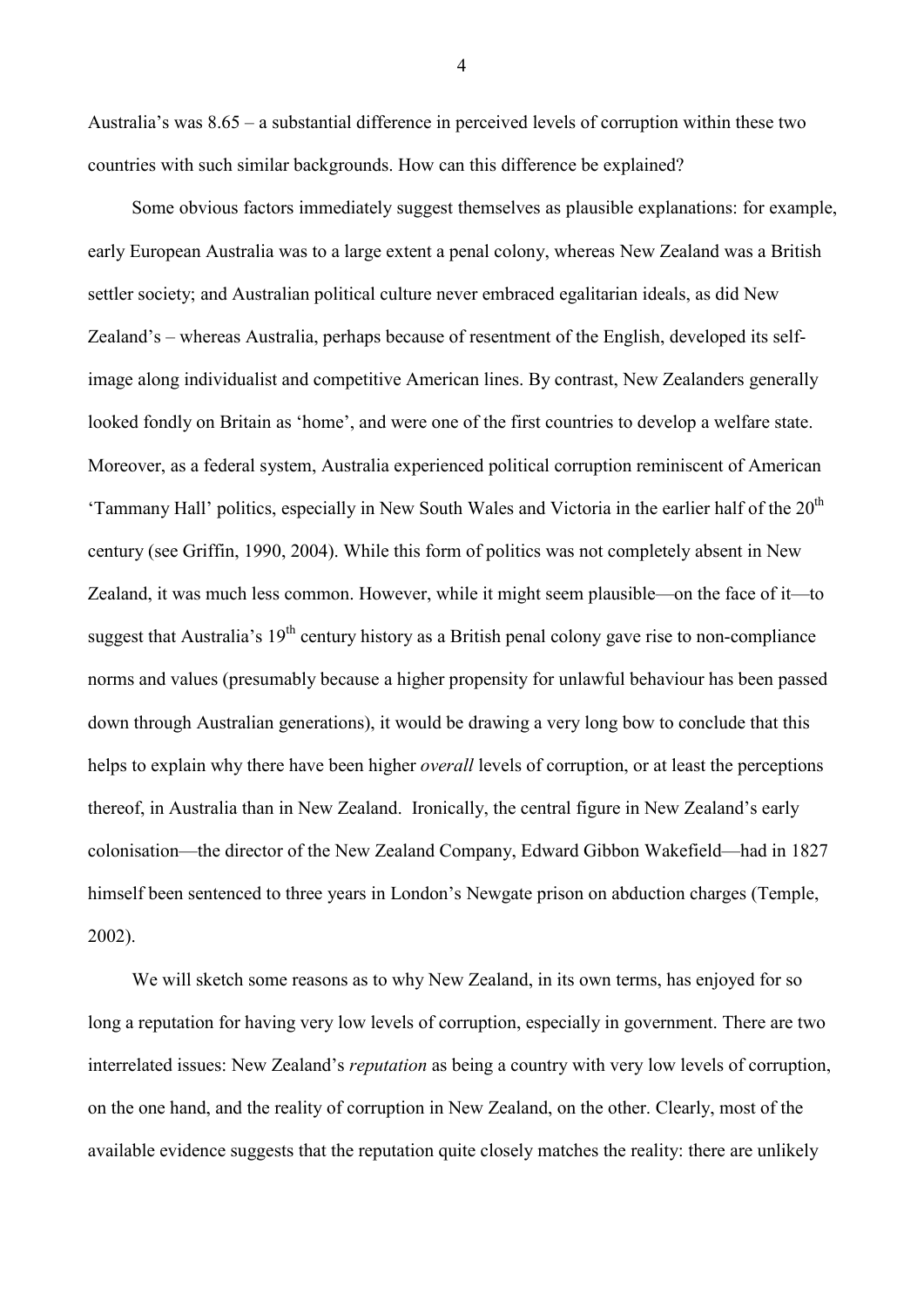Australia's was 8.65 – a substantial difference in perceived levels of corruption within these two countries with such similar backgrounds. How can this difference be explained?

Some obvious factors immediately suggest themselves as plausible explanations: for example, early European Australia was to a large extent a penal colony, whereas New Zealand was a British settler society; and Australian political culture never embraced egalitarian ideals, as did New Zealand's – whereas Australia, perhaps because of resentment of the English, developed its self-image along individualist and competitive American lines. By contrast, New Zealanders generally looked fondly on Britain as 'home', and were one of the first countries to develop a welfare state. Moreover, as a federal system, Australia experienced political corruption reminiscent of American 'Tammany Hall' politics, especially in New South Wales and Victoria in the earlier half of the 20th century (see Griffin, 1990, 2004). While this form of politics was not completely absent in New Zealand, it was much less common. However, while it might seem plausible—on the face of it—to suggest that Australia's 19th century history as a British penal colony gave rise to non-compliance norms and values (presumably because a higher propensity for unlawful behaviour has been passed down through Australian generations), it would be drawing a very long bow to conclude that this helps to explain why there have been higher *overall* levels of corruption, or at least the perceptions thereof, in Australia than in New Zealand. Ironically, the central figure in New Zealand's early colonisation—the director of the New Zealand Company, Edward Gibbon Wakefield—had in 1827 himself been sentenced to three years in London's Newgate prison on abduction charges (Temple, 2002).

We will sketch some reasons as to why New Zealand, in its own terms, has enjoyed for so long a reputation for having very low levels of corruption, especially in government. There are two interrelated issues: New Zealand's *reputation* as being a country with very low levels of corruption, on the one hand, and the reality of corruption in New Zealand, on the other. Clearly, most of the available evidence suggests that the reputation quite closely matches the reality: there are unlikely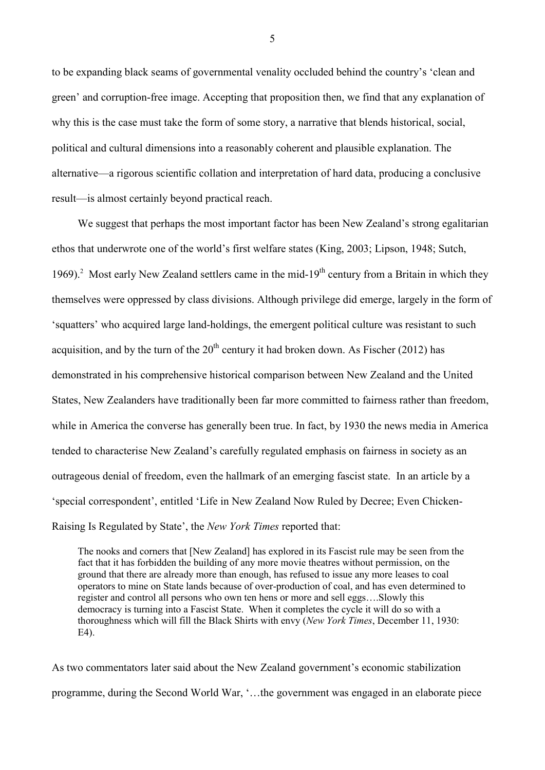to be expanding black seams of governmental venality occluded behind the country's 'clean and green' and corruption-free image. Accepting that proposition then, we find that any explanation of why this is the case must take the form of some story, a narrative that blends historical, social, political and cultural dimensions into a reasonably coherent and plausible explanation. The alternative—a rigorous scientific collation and interpretation of hard data, producing a conclusive result—is almost certainly beyond practical reach.

We suggest that perhaps the most important factor has been New Zealand's strong egalitarian ethos that underwrote one of the world's first welfare states (King, 2003; Lipson, 1948; Sutch, 1969).[2] Most early New Zealand settlers came in the mid-19th century from a Britain in which they themselves were oppressed by class divisions. Although privilege did emerge, largely in the form of 'squatters' who acquired large land-holdings, the emergent political culture was resistant to such acquisition, and by the turn of the 20th century it had broken down. As Fischer (2012) has demonstrated in his comprehensive historical comparison between New Zealand and the United States, New Zealanders have traditionally been far more committed to fairness rather than freedom, while in America the converse has generally been true. In fact, by 1930 the news media in America tended to characterise New Zealand's carefully regulated emphasis on fairness in society as an outrageous denial of freedom, even the hallmark of an emerging fascist state. In an article by a 'special correspondent', entitled 'Life in New Zealand Now Ruled by Decree; Even Chicken-Raising Is Regulated by State', the *New York Times* reported that:

> The nooks and corners that [New Zealand] has explored in its Fascist rule may be seen from the fact that it has forbidden the building of any more movie theatres without permission, on the ground that there are already more than enough, has refused to issue any more leases to coal operators to mine on State lands because of over-production of coal, and has even determined to register and control all persons who own ten hens or more and sell eggs….Slowly this democracy is turning into a Fascist State. When it completes the cycle it will do so with a thoroughness which will fill the Black Shirts with envy (*New York Times*, December 11, 1930: E4).

As two commentators later said about the New Zealand government's economic stabilization programme, during the Second World War, '…the government was engaged in an elaborate piece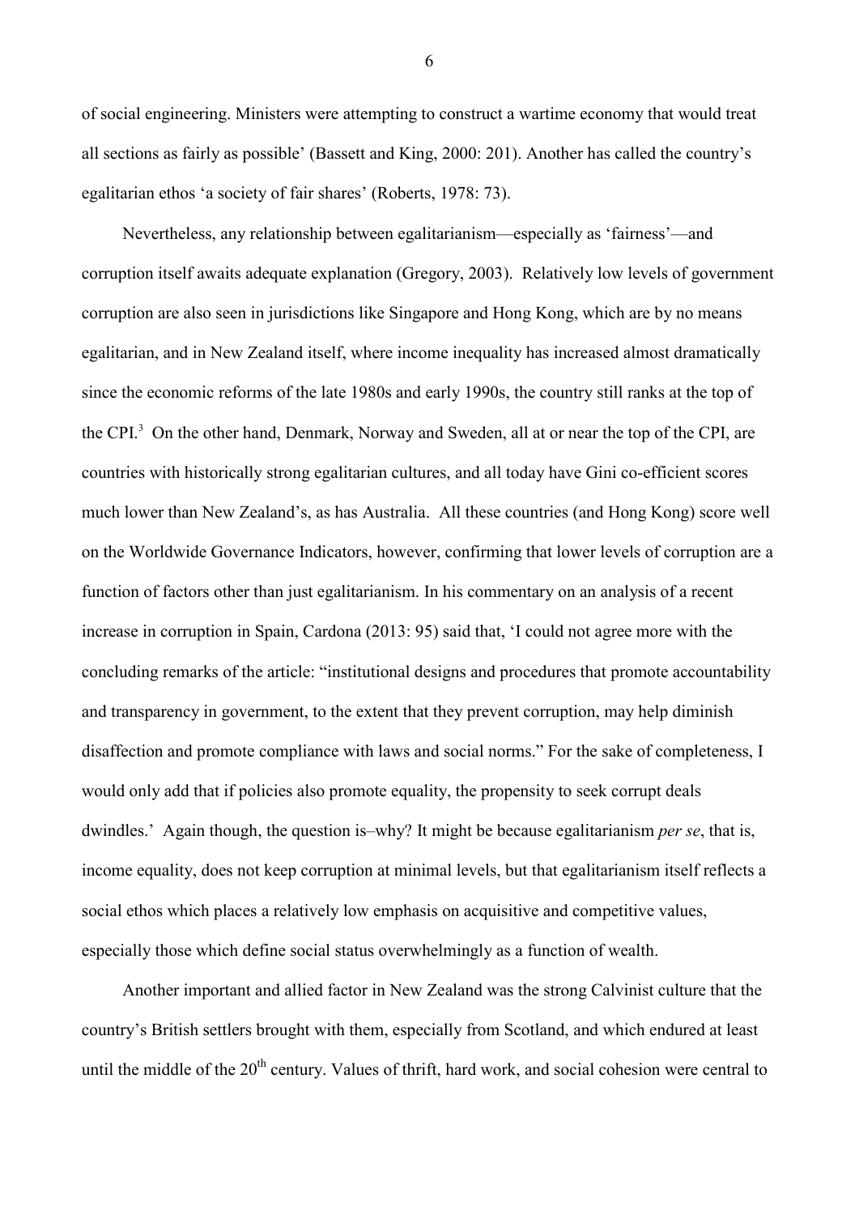of social engineering. Ministers were attempting to construct a wartime economy that would treat all sections as fairly as possible' (Bassett and King, 2000: 201). Another has called the country's egalitarian ethos 'a society of fair shares' (Roberts, 1978: 73).

Nevertheless, any relationship between egalitarianism—especially as 'fairness'—and corruption itself awaits adequate explanation (Gregory, 2003). Relatively low levels of government corruption are also seen in jurisdictions like Singapore and Hong Kong, which are by no means egalitarian, and in New Zealand itself, where income inequality has increased almost dramatically since the economic reforms of the late 1980s and early 1990s, the country still ranks at the top of the CPI.[3] On the other hand, Denmark, Norway and Sweden, all at or near the top of the CPI, are countries with historically strong egalitarian cultures, and all today have Gini co-efficient scores much lower than New Zealand's, as has Australia. All these countries (and Hong Kong) score well on the Worldwide Governance Indicators, however, confirming that lower levels of corruption are a function of factors other than just egalitarianism. In his commentary on an analysis of a recent increase in corruption in Spain, Cardona (2013: 95) said that, 'I could not agree more with the concluding remarks of the article: "institutional designs and procedures that promote accountability and transparency in government, to the extent that they prevent corruption, may help diminish disaffection and promote compliance with laws and social norms." For the sake of completeness, I would only add that if policies also promote equality, the propensity to seek corrupt deals dwindles.' Again though, the question is–why? It might be because egalitarianism *per se*, that is, income equality, does not keep corruption at minimal levels, but that egalitarianism itself reflects a social ethos which places a relatively low emphasis on acquisitive and competitive values, especially those which define social status overwhelmingly as a function of wealth.

Another important and allied factor in New Zealand was the strong Calvinist culture that the country's British settlers brought with them, especially from Scotland, and which endured at least until the middle of the 20th century. Values of thrift, hard work, and social cohesion were central to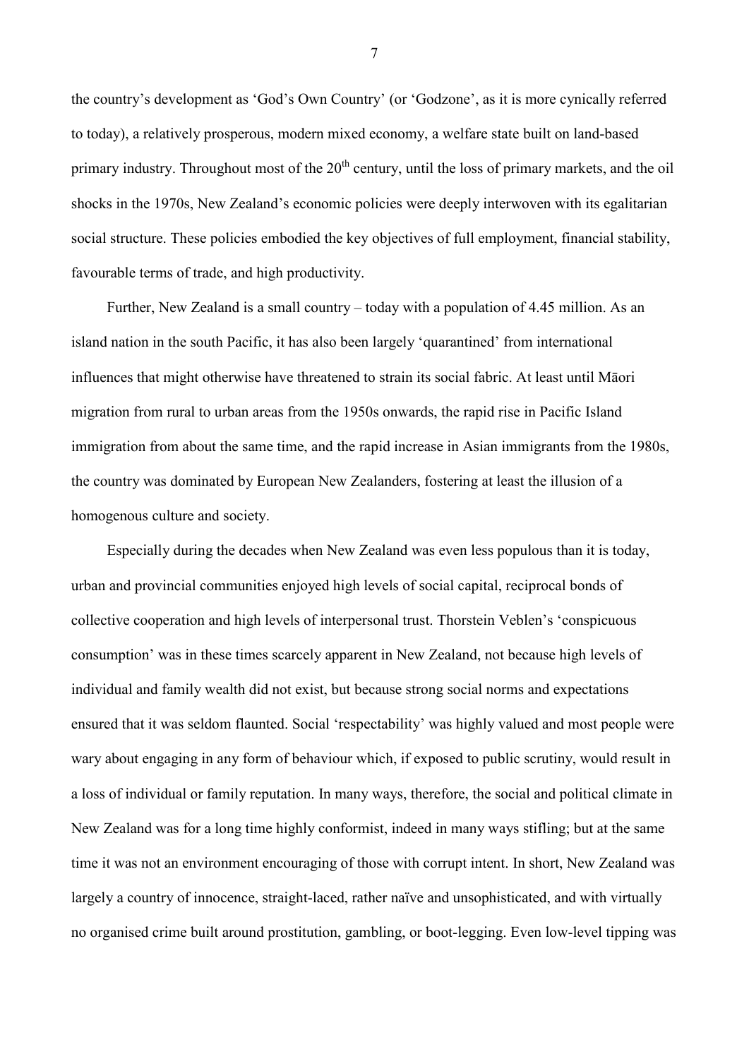the country's development as 'God's Own Country' (or 'Godzone', as it is more cynically referred to today), a relatively prosperous, modern mixed economy, a welfare state built on land-based primary industry. Throughout most of the 20th century, until the loss of primary markets, and the oil shocks in the 1970s, New Zealand's economic policies were deeply interwoven with its egalitarian social structure. These policies embodied the key objectives of full employment, financial stability, favourable terms of trade, and high productivity.

Further, New Zealand is a small country – today with a population of 4.45 million. As an island nation in the south Pacific, it has also been largely 'quarantined' from international influences that might otherwise have threatened to strain its social fabric. At least until Māori migration from rural to urban areas from the 1950s onwards, the rapid rise in Pacific Island immigration from about the same time, and the rapid increase in Asian immigrants from the 1980s, the country was dominated by European New Zealanders, fostering at least the illusion of a homogenous culture and society.

Especially during the decades when New Zealand was even less populous than it is today, urban and provincial communities enjoyed high levels of social capital, reciprocal bonds of collective cooperation and high levels of interpersonal trust. Thorstein Veblen's 'conspicuous consumption' was in these times scarcely apparent in New Zealand, not because high levels of individual and family wealth did not exist, but because strong social norms and expectations ensured that it was seldom flaunted. Social 'respectability' was highly valued and most people were wary about engaging in any form of behaviour which, if exposed to public scrutiny, would result in a loss of individual or family reputation. In many ways, therefore, the social and political climate in New Zealand was for a long time highly conformist, indeed in many ways stifling; but at the same time it was not an environment encouraging of those with corrupt intent. In short, New Zealand was largely a country of innocence, straight-laced, rather naïve and unsophisticated, and with virtually no organised crime built around prostitution, gambling, or boot-legging. Even low-level tipping was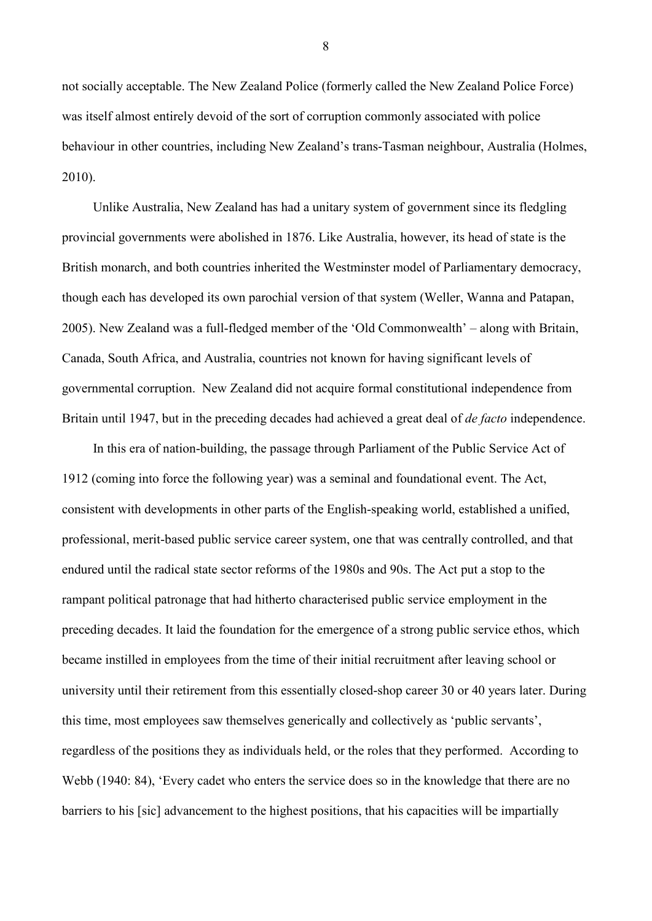not socially acceptable. The New Zealand Police (formerly called the New Zealand Police Force) was itself almost entirely devoid of the sort of corruption commonly associated with police behaviour in other countries, including New Zealand's trans-Tasman neighbour, Australia (Holmes, 2010).

Unlike Australia, New Zealand has had a unitary system of government since its fledgling provincial governments were abolished in 1876. Like Australia, however, its head of state is the British monarch, and both countries inherited the Westminster model of Parliamentary democracy, though each has developed its own parochial version of that system (Weller, Wanna and Patapan, 2005). New Zealand was a full-fledged member of the 'Old Commonwealth' – along with Britain, Canada, South Africa, and Australia, countries not known for having significant levels of governmental corruption. New Zealand did not acquire formal constitutional independence from Britain until 1947, but in the preceding decades had achieved a great deal of *de facto* independence.

In this era of nation-building, the passage through Parliament of the Public Service Act of 1912 (coming into force the following year) was a seminal and foundational event. The Act, consistent with developments in other parts of the English-speaking world, established a unified, professional, merit-based public service career system, one that was centrally controlled, and that endured until the radical state sector reforms of the 1980s and 90s. The Act put a stop to the rampant political patronage that had hitherto characterised public service employment in the preceding decades. It laid the foundation for the emergence of a strong public service ethos, which became instilled in employees from the time of their initial recruitment after leaving school or university until their retirement from this essentially closed-shop career 30 or 40 years later. During this time, most employees saw themselves generically and collectively as 'public servants', regardless of the positions they as individuals held, or the roles that they performed. According to Webb (1940: 84), 'Every cadet who enters the service does so in the knowledge that there are no barriers to his [sic] advancement to the highest positions, that his capacities will be impartially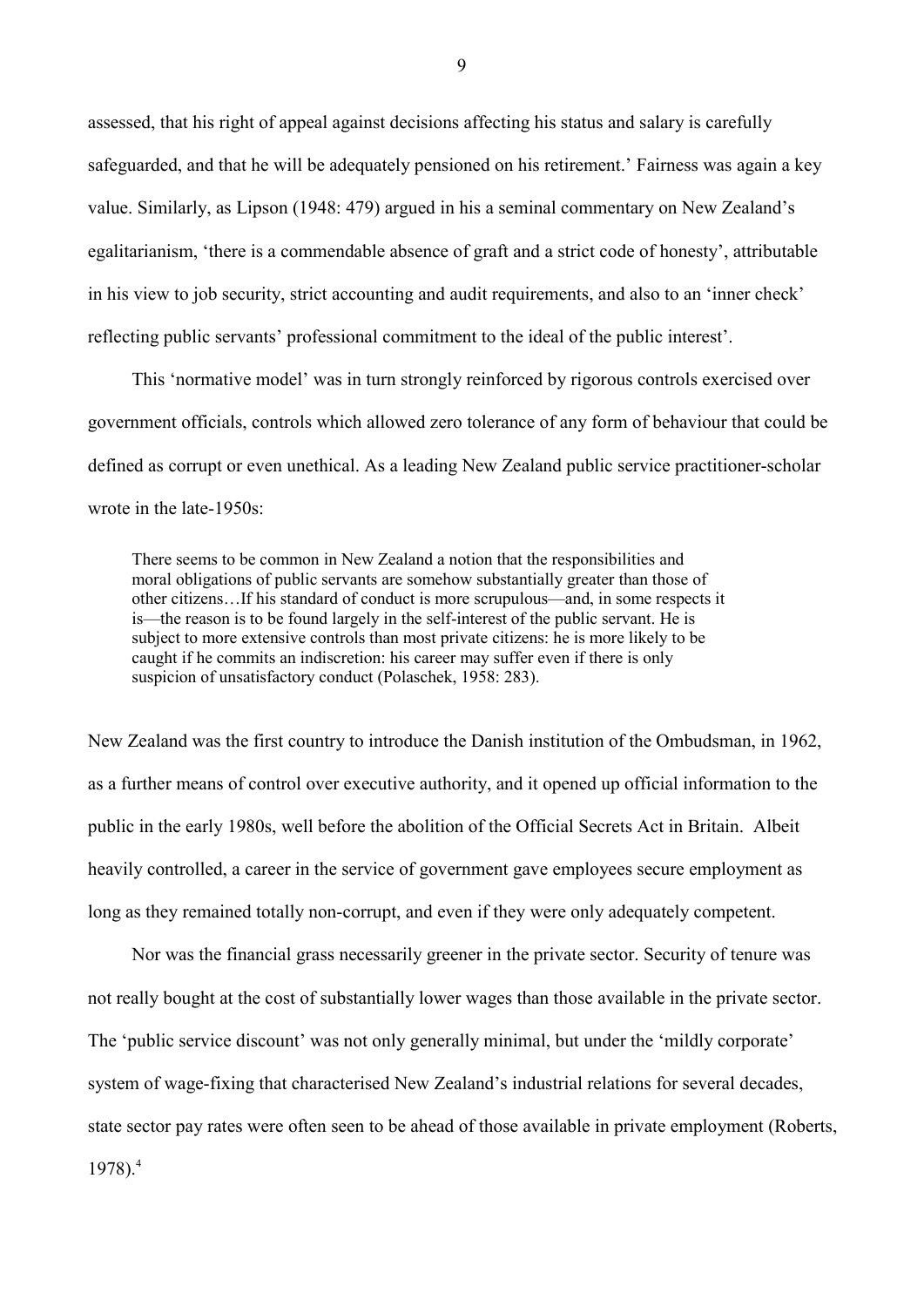assessed, that his right of appeal against decisions affecting his status and salary is carefully safeguarded, and that he will be adequately pensioned on his retirement.' Fairness was again a key value. Similarly, as Lipson (1948: 479) argued in his a seminal commentary on New Zealand's egalitarianism, 'there is a commendable absence of graft and a strict code of honesty', attributable in his view to job security, strict accounting and audit requirements, and also to an 'inner check' reflecting public servants' professional commitment to the ideal of the public interest'.

This 'normative model' was in turn strongly reinforced by rigorous controls exercised over government officials, controls which allowed zero tolerance of any form of behaviour that could be defined as corrupt or even unethical. As a leading New Zealand public service practitioner-scholar wrote in the late-1950s:

> There seems to be common in New Zealand a notion that the responsibilities and moral obligations of public servants are somehow substantially greater than those of other citizens…If his standard of conduct is more scrupulous—and, in some respects it is—the reason is to be found largely in the self-interest of the public servant. He is subject to more extensive controls than most private citizens: he is more likely to be caught if he commits an indiscretion: his career may suffer even if there is only suspicion of unsatisfactory conduct (Polaschek, 1958: 283).

New Zealand was the first country to introduce the Danish institution of the Ombudsman, in 1962, as a further means of control over executive authority, and it opened up official information to the public in the early 1980s, well before the abolition of the Official Secrets Act in Britain. Albeit heavily controlled, a career in the service of government gave employees secure employment as long as they remained totally non-corrupt, and even if they were only adequately competent.

Nor was the financial grass necessarily greener in the private sector. Security of tenure was not really bought at the cost of substantially lower wages than those available in the private sector. The 'public service discount' was not only generally minimal, but under the 'mildly corporate' system of wage-fixing that characterised New Zealand's industrial relations for several decades, state sector pay rates were often seen to be ahead of those available in private employment (Roberts, 1978).[4]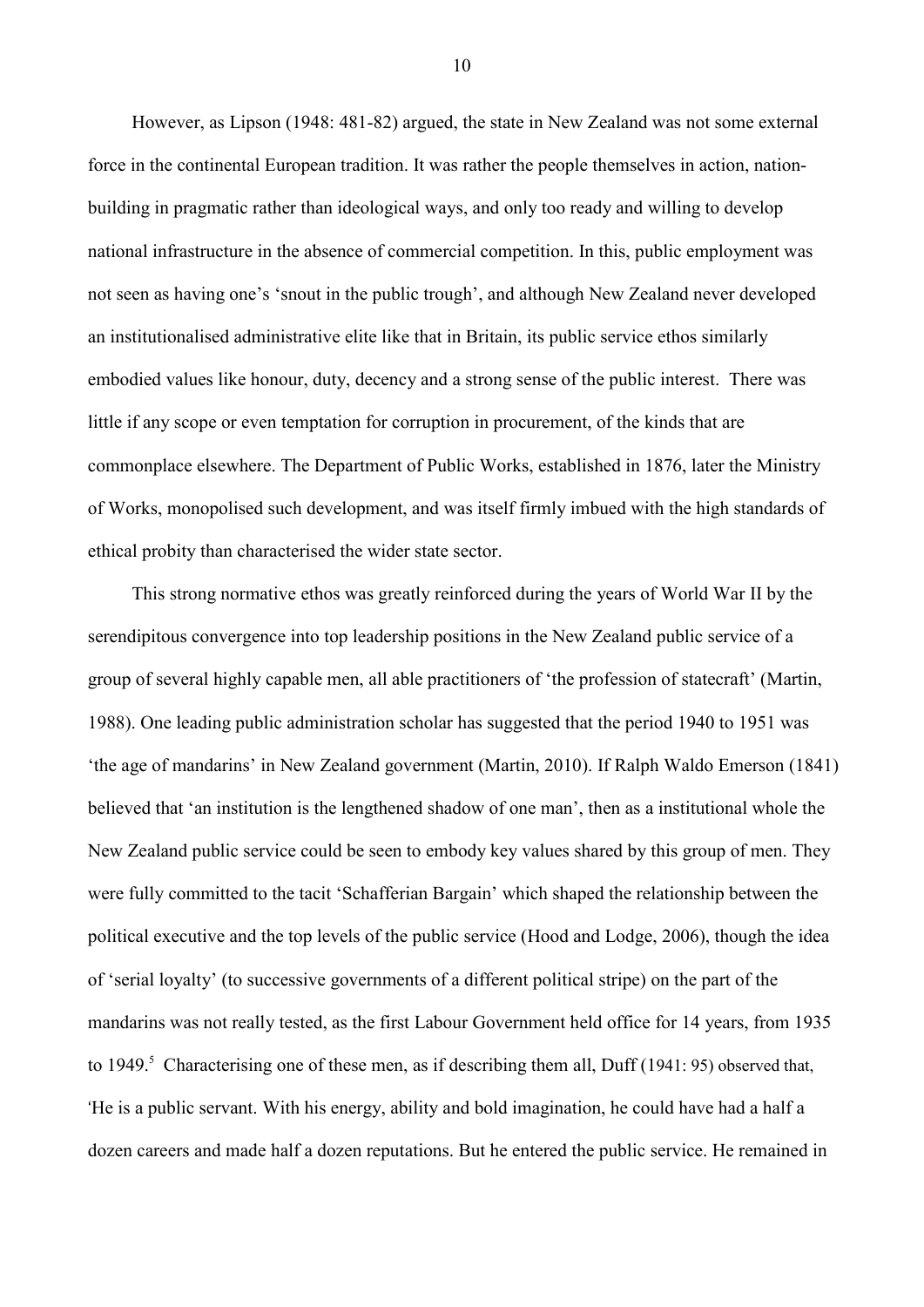However, as Lipson (1948: 481-82) argued, the state in New Zealand was not some external force in the continental European tradition. It was rather the people themselves in action, nation-building in pragmatic rather than ideological ways, and only too ready and willing to develop national infrastructure in the absence of commercial competition. In this, public employment was not seen as having one's 'snout in the public trough', and although New Zealand never developed an institutionalised administrative elite like that in Britain, its public service ethos similarly embodied values like honour, duty, decency and a strong sense of the public interest. There was little if any scope or even temptation for corruption in procurement, of the kinds that are commonplace elsewhere. The Department of Public Works, established in 1876, later the Ministry of Works, monopolised such development, and was itself firmly imbued with the high standards of ethical probity than characterised the wider state sector.

This strong normative ethos was greatly reinforced during the years of World War II by the serendipitous convergence into top leadership positions in the New Zealand public service of a group of several highly capable men, all able practitioners of 'the profession of statecraft' (Martin, 1988). One leading public administration scholar has suggested that the period 1940 to 1951 was 'the age of mandarins' in New Zealand government (Martin, 2010). If Ralph Waldo Emerson (1841) believed that 'an institution is the lengthened shadow of one man', then as a institutional whole the New Zealand public service could be seen to embody key values shared by this group of men. They were fully committed to the tacit 'Schafferian Bargain' which shaped the relationship between the political executive and the top levels of the public service (Hood and Lodge, 2006), though the idea of 'serial loyalty' (to successive governments of a different political stripe) on the part of the mandarins was not really tested, as the first Labour Government held office for 14 years, from 1935 to 1949.[5] Characterising one of these men, as if describing them all, Duff (1941: 95) observed that, 'He is a public servant. With his energy, ability and bold imagination, he could have had a half a dozen careers and made half a dozen reputations. But he entered the public service. He remained in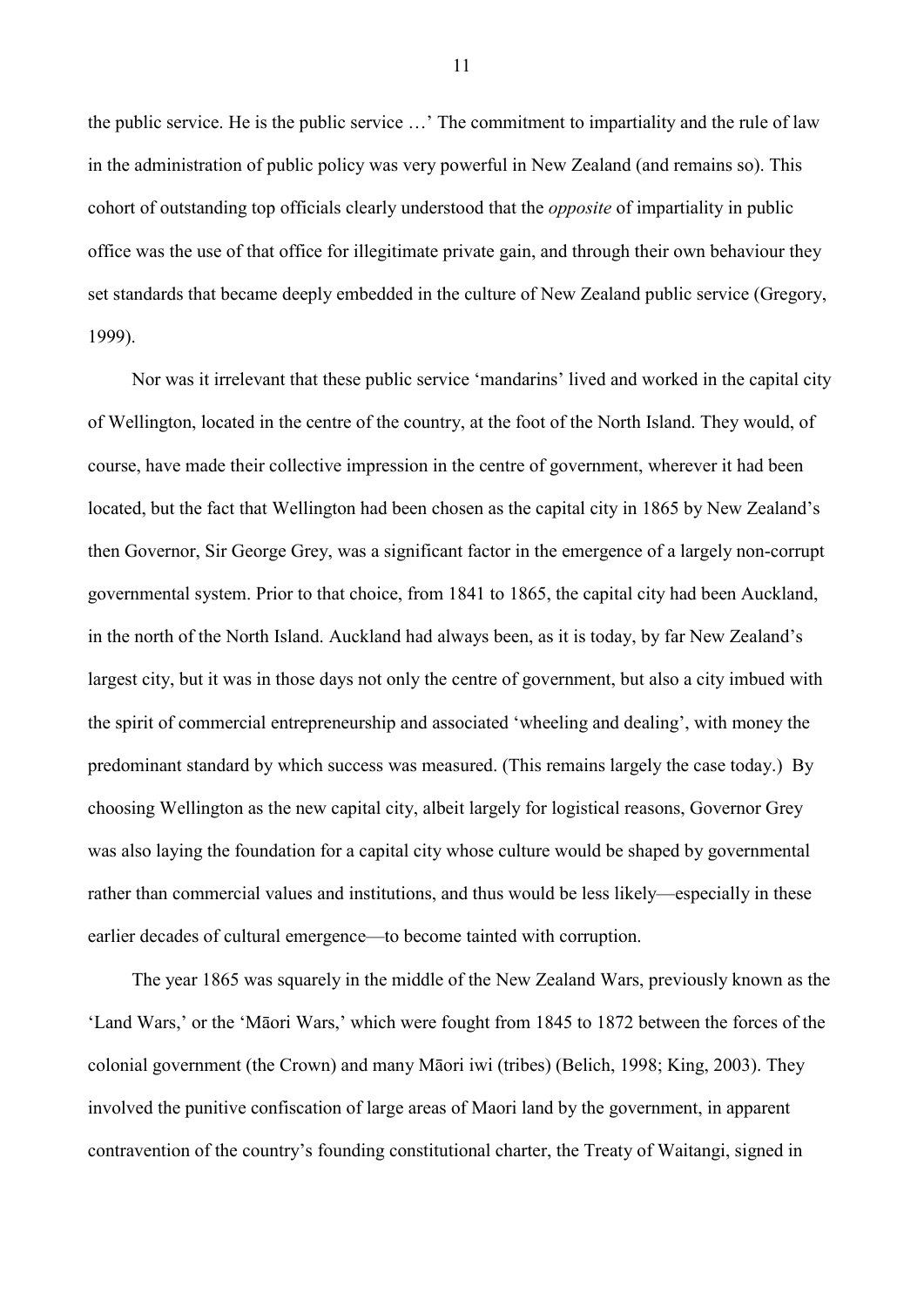the public service. He is the public service …' The commitment to impartiality and the rule of law in the administration of public policy was very powerful in New Zealand (and remains so). This cohort of outstanding top officials clearly understood that the *opposite* of impartiality in public office was the use of that office for illegitimate private gain, and through their own behaviour they set standards that became deeply embedded in the culture of New Zealand public service (Gregory, 1999).

Nor was it irrelevant that these public service 'mandarins' lived and worked in the capital city of Wellington, located in the centre of the country, at the foot of the North Island. They would, of course, have made their collective impression in the centre of government, wherever it had been located, but the fact that Wellington had been chosen as the capital city in 1865 by New Zealand's then Governor, Sir George Grey, was a significant factor in the emergence of a largely non-corrupt governmental system. Prior to that choice, from 1841 to 1865, the capital city had been Auckland, in the north of the North Island. Auckland had always been, as it is today, by far New Zealand's largest city, but it was in those days not only the centre of government, but also a city imbued with the spirit of commercial entrepreneurship and associated 'wheeling and dealing', with money the predominant standard by which success was measured. (This remains largely the case today.) By choosing Wellington as the new capital city, albeit largely for logistical reasons, Governor Grey was also laying the foundation for a capital city whose culture would be shaped by governmental rather than commercial values and institutions, and thus would be less likely—especially in these earlier decades of cultural emergence—to become tainted with corruption.

The year 1865 was squarely in the middle of the New Zealand Wars, previously known as the 'Land Wars,' or the 'Māori Wars,' which were fought from 1845 to 1872 between the forces of the colonial government (the Crown) and many Māori iwi (tribes) (Belich, 1998; King, 2003). They involved the punitive confiscation of large areas of Maori land by the government, in apparent contravention of the country's founding constitutional charter, the Treaty of Waitangi, signed in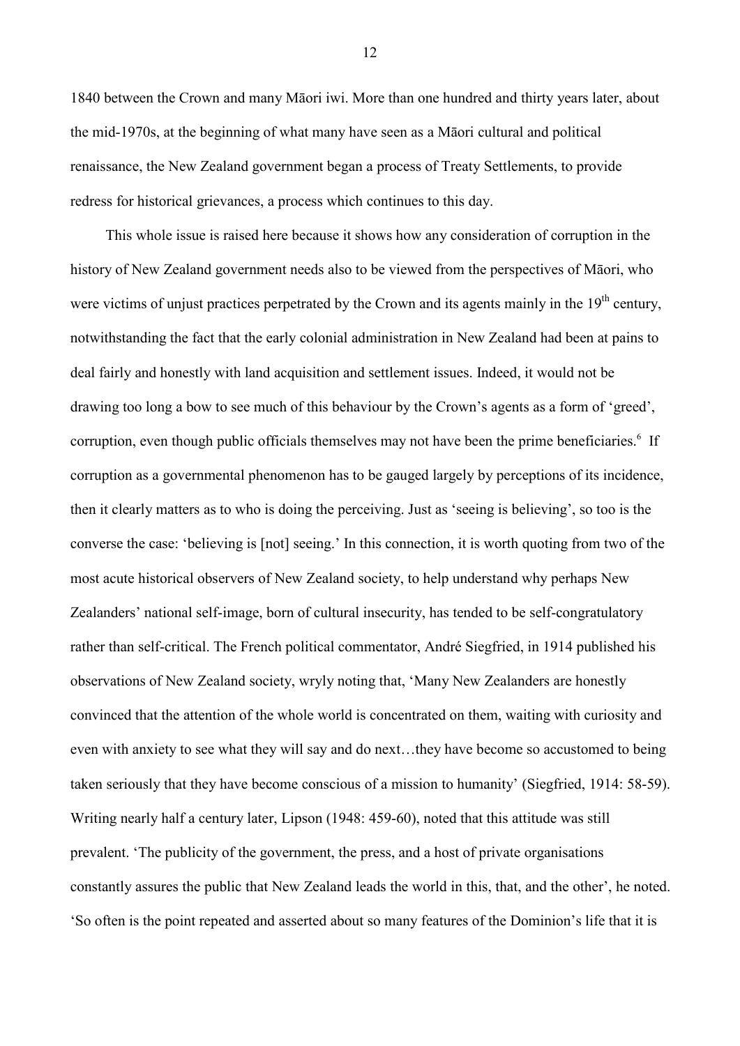1840 between the Crown and many Māori iwi. More than one hundred and thirty years later, about the mid-1970s, at the beginning of what many have seen as a Māori cultural and political renaissance, the New Zealand government began a process of Treaty Settlements, to provide redress for historical grievances, a process which continues to this day.

This whole issue is raised here because it shows how any consideration of corruption in the history of New Zealand government needs also to be viewed from the perspectives of Māori, who were victims of unjust practices perpetrated by the Crown and its agents mainly in the 19th century, notwithstanding the fact that the early colonial administration in New Zealand had been at pains to deal fairly and honestly with land acquisition and settlement issues. Indeed, it would not be drawing too long a bow to see much of this behaviour by the Crown's agents as a form of 'greed', corruption, even though public officials themselves may not have been the prime beneficiaries.[6] If corruption as a governmental phenomenon has to be gauged largely by perceptions of its incidence, then it clearly matters as to who is doing the perceiving. Just as 'seeing is believing', so too is the converse the case: 'believing is [not] seeing.' In this connection, it is worth quoting from two of the most acute historical observers of New Zealand society, to help understand why perhaps New Zealanders' national self-image, born of cultural insecurity, has tended to be self-congratulatory rather than self-critical. The French political commentator, André Siegfried, in 1914 published his observations of New Zealand society, wryly noting that, 'Many New Zealanders are honestly convinced that the attention of the whole world is concentrated on them, waiting with curiosity and even with anxiety to see what they will say and do next…they have become so accustomed to being taken seriously that they have become conscious of a mission to humanity' (Siegfried, 1914: 58-59). Writing nearly half a century later, Lipson (1948: 459-60), noted that this attitude was still prevalent. 'The publicity of the government, the press, and a host of private organisations constantly assures the public that New Zealand leads the world in this, that, and the other', he noted. 'So often is the point repeated and asserted about so many features of the Dominion's life that it is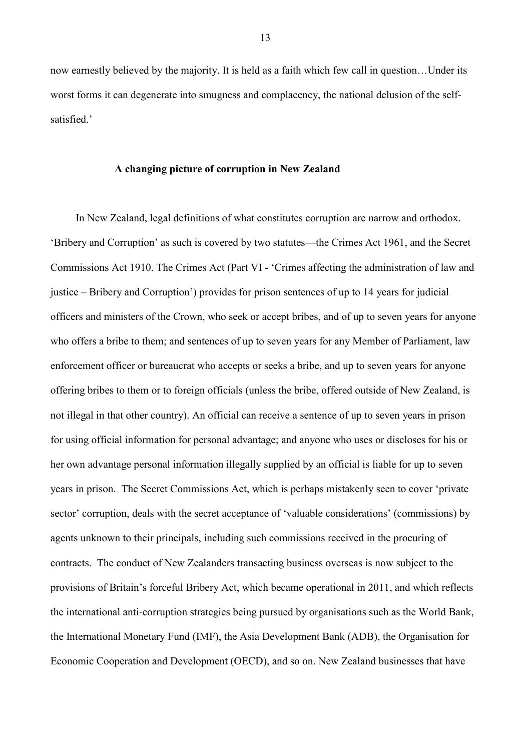now earnestly believed by the majority. It is held as a faith which few call in question…Under its worst forms it can degenerate into smugness and complacency, the national delusion of the self-satisfied.'

## A changing picture of corruption in New Zealand

In New Zealand, legal definitions of what constitutes corruption are narrow and orthodox. 'Bribery and Corruption' as such is covered by two statutes—the Crimes Act 1961, and the Secret Commissions Act 1910. The Crimes Act (Part VI - 'Crimes affecting the administration of law and justice – Bribery and Corruption') provides for prison sentences of up to 14 years for judicial officers and ministers of the Crown, who seek or accept bribes, and of up to seven years for anyone who offers a bribe to them; and sentences of up to seven years for any Member of Parliament, law enforcement officer or bureaucrat who accepts or seeks a bribe, and up to seven years for anyone offering bribes to them or to foreign officials (unless the bribe, offered outside of New Zealand, is not illegal in that other country). An official can receive a sentence of up to seven years in prison for using official information for personal advantage; and anyone who uses or discloses for his or her own advantage personal information illegally supplied by an official is liable for up to seven years in prison. The Secret Commissions Act, which is perhaps mistakenly seen to cover 'private sector' corruption, deals with the secret acceptance of 'valuable considerations' (commissions) by agents unknown to their principals, including such commissions received in the procuring of contracts. The conduct of New Zealanders transacting business overseas is now subject to the provisions of Britain's forceful Bribery Act, which became operational in 2011, and which reflects the international anti-corruption strategies being pursued by organisations such as the World Bank, the International Monetary Fund (IMF), the Asia Development Bank (ADB), the Organisation for Economic Cooperation and Development (OECD), and so on. New Zealand businesses that have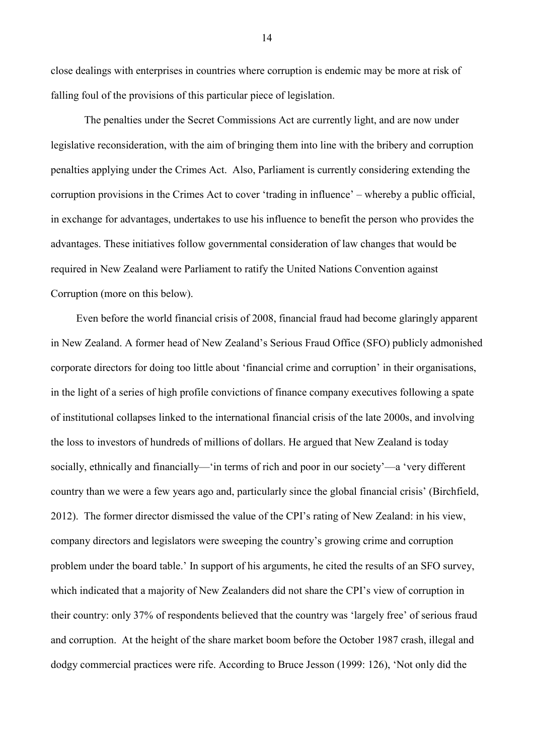close dealings with enterprises in countries where corruption is endemic may be more at risk of falling foul of the provisions of this particular piece of legislation.

The penalties under the Secret Commissions Act are currently light, and are now under legislative reconsideration, with the aim of bringing them into line with the bribery and corruption penalties applying under the Crimes Act. Also, Parliament is currently considering extending the corruption provisions in the Crimes Act to cover 'trading in influence' – whereby a public official, in exchange for advantages, undertakes to use his influence to benefit the person who provides the advantages. These initiatives follow governmental consideration of law changes that would be required in New Zealand were Parliament to ratify the United Nations Convention against Corruption (more on this below).

Even before the world financial crisis of 2008, financial fraud had become glaringly apparent in New Zealand. A former head of New Zealand's Serious Fraud Office (SFO) publicly admonished corporate directors for doing too little about 'financial crime and corruption' in their organisations, in the light of a series of high profile convictions of finance company executives following a spate of institutional collapses linked to the international financial crisis of the late 2000s, and involving the loss to investors of hundreds of millions of dollars. He argued that New Zealand is today socially, ethnically and financially—'in terms of rich and poor in our society'—a 'very different country than we were a few years ago and, particularly since the global financial crisis' (Birchfield, 2012). The former director dismissed the value of the CPI's rating of New Zealand: in his view, company directors and legislators were sweeping the country's growing crime and corruption problem under the board table.' In support of his arguments, he cited the results of an SFO survey, which indicated that a majority of New Zealanders did not share the CPI's view of corruption in their country: only 37% of respondents believed that the country was 'largely free' of serious fraud and corruption. At the height of the share market boom before the October 1987 crash, illegal and dodgy commercial practices were rife. According to Bruce Jesson (1999: 126), 'Not only did the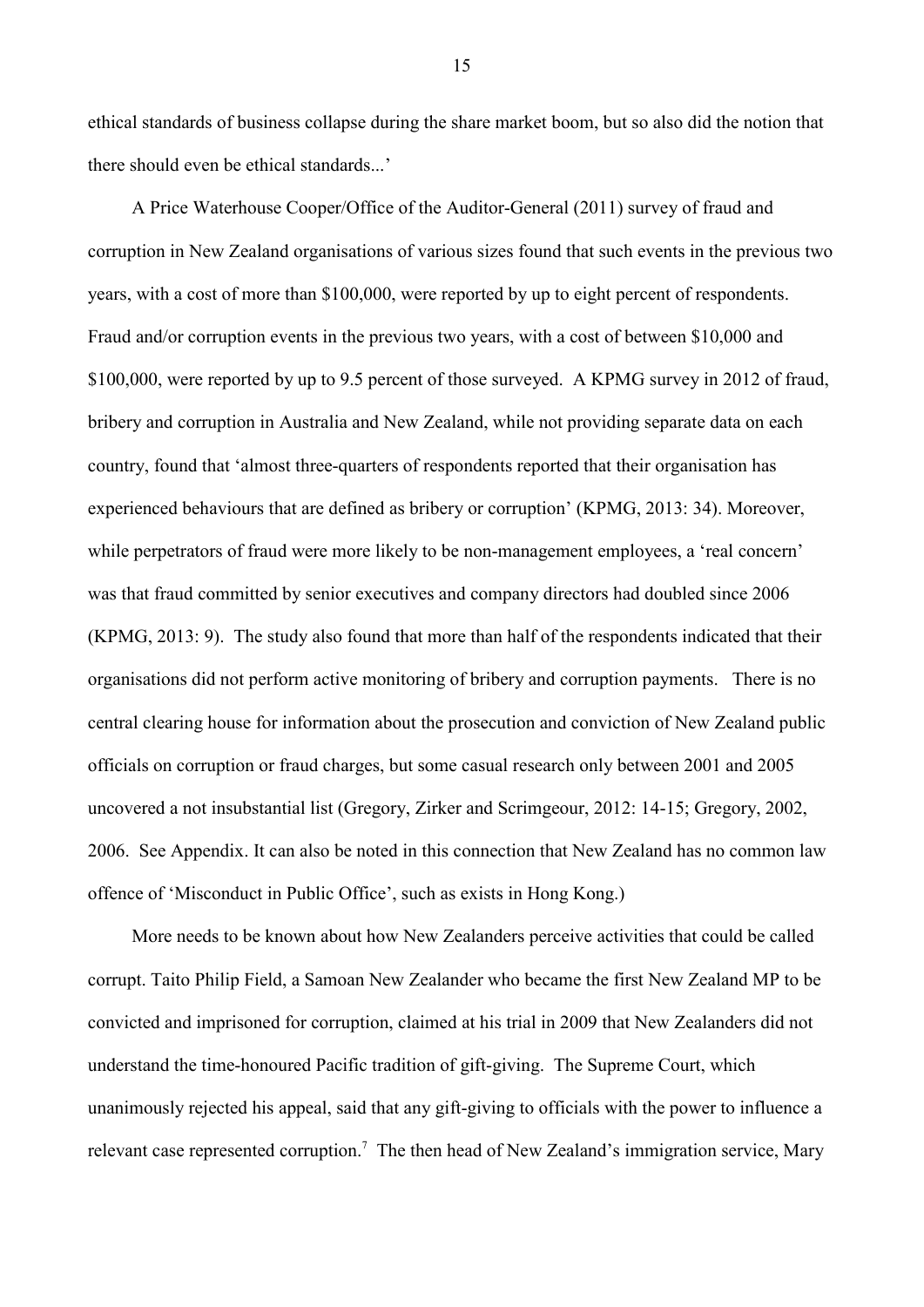ethical standards of business collapse during the share market boom, but so also did the notion that there should even be ethical standards...'

A Price Waterhouse Cooper/Office of the Auditor-General (2011) survey of fraud and corruption in New Zealand organisations of various sizes found that such events in the previous two years, with a cost of more than $100,000, were reported by up to eight percent of respondents. Fraud and/or corruption events in the previous two years, with a cost of between $10,000 and $100,000, were reported by up to 9.5 percent of those surveyed. A KPMG survey in 2012 of fraud, bribery and corruption in Australia and New Zealand, while not providing separate data on each country, found that 'almost three-quarters of respondents reported that their organisation has experienced behaviours that are defined as bribery or corruption' (KPMG, 2013: 34). Moreover, while perpetrators of fraud were more likely to be non-management employees, a 'real concern' was that fraud committed by senior executives and company directors had doubled since 2006 (KPMG, 2013: 9). The study also found that more than half of the respondents indicated that their organisations did not perform active monitoring of bribery and corruption payments. There is no central clearing house for information about the prosecution and conviction of New Zealand public officials on corruption or fraud charges, but some casual research only between 2001 and 2005 uncovered a not insubstantial list (Gregory, Zirker and Scrimgeour, 2012: 14-15; Gregory, 2002, 2006. See Appendix. It can also be noted in this connection that New Zealand has no common law offence of 'Misconduct in Public Office', such as exists in Hong Kong.)

More needs to be known about how New Zealanders perceive activities that could be called corrupt. Taito Philip Field, a Samoan New Zealander who became the first New Zealand MP to be convicted and imprisoned for corruption, claimed at his trial in 2009 that New Zealanders did not understand the time-honoured Pacific tradition of gift-giving. The Supreme Court, which unanimously rejected his appeal, said that any gift-giving to officials with the power to influence a relevant case represented corruption.[7] The then head of New Zealand's immigration service, Mary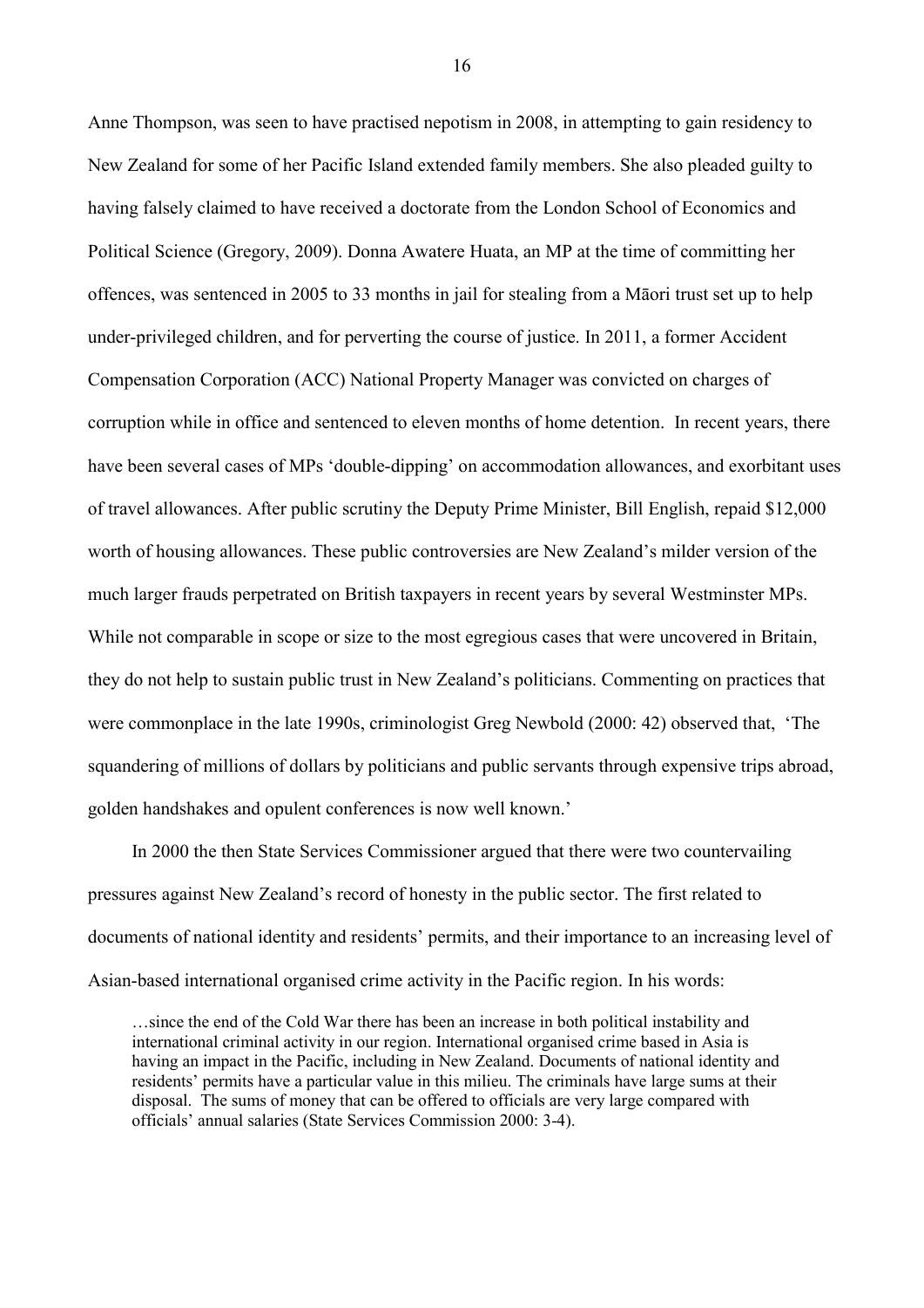Anne Thompson, was seen to have practised nepotism in 2008, in attempting to gain residency to New Zealand for some of her Pacific Island extended family members. She also pleaded guilty to having falsely claimed to have received a doctorate from the London School of Economics and Political Science (Gregory, 2009). Donna Awatere Huata, an MP at the time of committing her offences, was sentenced in 2005 to 33 months in jail for stealing from a Māori trust set up to help under-privileged children, and for perverting the course of justice. In 2011, a former Accident Compensation Corporation (ACC) National Property Manager was convicted on charges of corruption while in office and sentenced to eleven months of home detention. In recent years, there have been several cases of MPs 'double-dipping' on accommodation allowances, and exorbitant uses of travel allowances. After public scrutiny the Deputy Prime Minister, Bill English, repaid $12,000 worth of housing allowances. These public controversies are New Zealand's milder version of the much larger frauds perpetrated on British taxpayers in recent years by several Westminster MPs. While not comparable in scope or size to the most egregious cases that were uncovered in Britain, they do not help to sustain public trust in New Zealand's politicians. Commenting on practices that were commonplace in the late 1990s, criminologist Greg Newbold (2000: 42) observed that, 'The squandering of millions of dollars by politicians and public servants through expensive trips abroad, golden handshakes and opulent conferences is now well known.'

In 2000 the then State Services Commissioner argued that there were two countervailing pressures against New Zealand's record of honesty in the public sector. The first related to documents of national identity and residents' permits, and their importance to an increasing level of Asian-based international organised crime activity in the Pacific region. In his words:

> …since the end of the Cold War there has been an increase in both political instability and international criminal activity in our region. International organised crime based in Asia is having an impact in the Pacific, including in New Zealand. Documents of national identity and residents' permits have a particular value in this milieu. The criminals have large sums at their disposal. The sums of money that can be offered to officials are very large compared with officials' annual salaries (State Services Commission 2000: 3-4).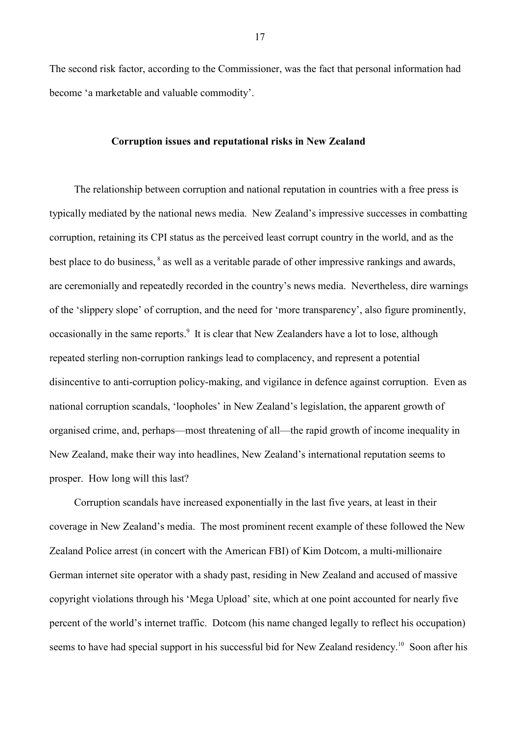The second risk factor, according to the Commissioner, was the fact that personal information had become 'a marketable and valuable commodity'.

## Corruption issues and reputational risks in New Zealand

The relationship between corruption and national reputation in countries with a free press is typically mediated by the national news media. New Zealand's impressive successes in combatting corruption, retaining its CPI status as the perceived least corrupt country in the world, and as the best place to do business, [8] as well as a veritable parade of other impressive rankings and awards, are ceremonially and repeatedly recorded in the country's news media. Nevertheless, dire warnings of the 'slippery slope' of corruption, and the need for 'more transparency', also figure prominently, occasionally in the same reports.[9] It is clear that New Zealanders have a lot to lose, although repeated sterling non-corruption rankings lead to complacency, and represent a potential disincentive to anti-corruption policy-making, and vigilance in defence against corruption. Even as national corruption scandals, 'loopholes' in New Zealand's legislation, the apparent growth of organised crime, and, perhaps—most threatening of all—the rapid growth of income inequality in New Zealand, make their way into headlines, New Zealand's international reputation seems to prosper. How long will this last?

Corruption scandals have increased exponentially in the last five years, at least in their coverage in New Zealand's media. The most prominent recent example of these followed the New Zealand Police arrest (in concert with the American FBI) of Kim Dotcom, a multi-millionaire German internet site operator with a shady past, residing in New Zealand and accused of massive copyright violations through his 'Mega Upload' site, which at one point accounted for nearly five percent of the world's internet traffic. Dotcom (his name changed legally to reflect his occupation) seems to have had special support in his successful bid for New Zealand residency.[10] Soon after his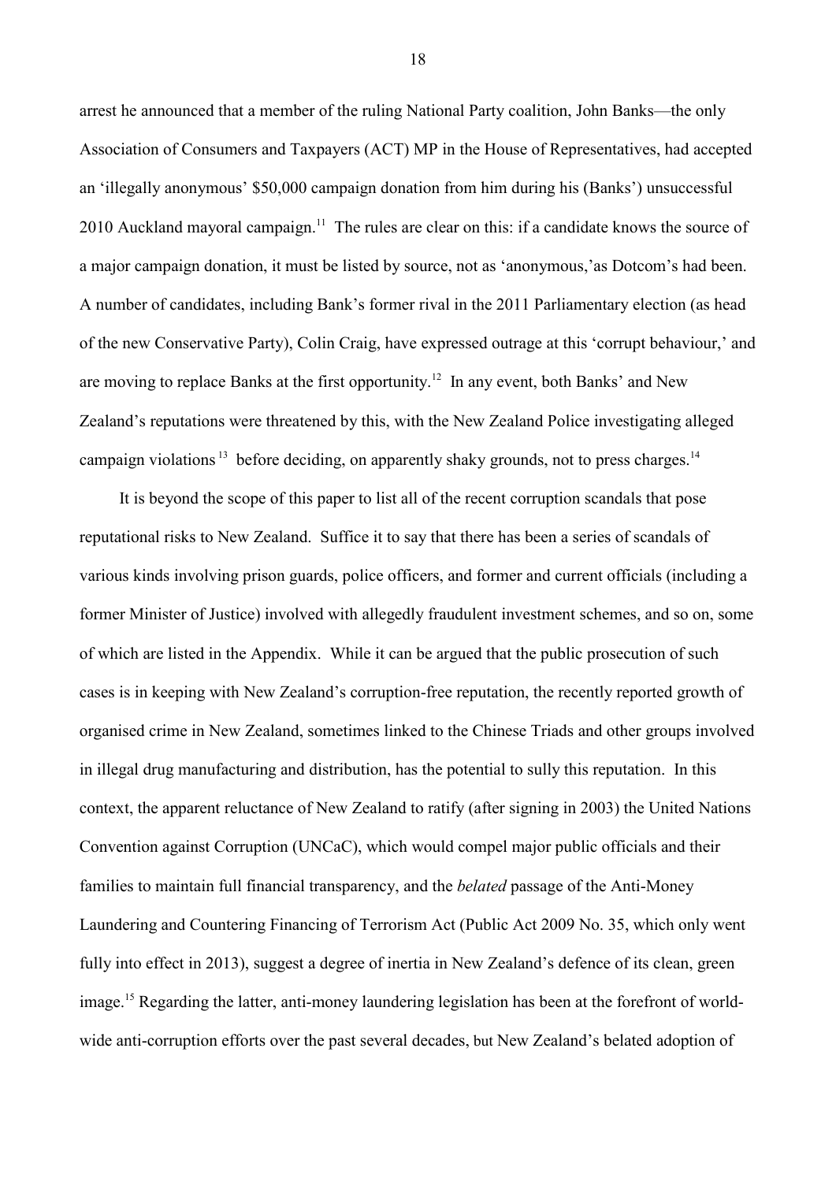arrest he announced that a member of the ruling National Party coalition, John Banks—the only Association of Consumers and Taxpayers (ACT) MP in the House of Representatives, had accepted an 'illegally anonymous' $50,000 campaign donation from him during his (Banks') unsuccessful 2010 Auckland mayoral campaign.[11] The rules are clear on this: if a candidate knows the source of a major campaign donation, it must be listed by source, not as 'anonymous,'as Dotcom's had been. A number of candidates, including Bank's former rival in the 2011 Parliamentary election (as head of the new Conservative Party), Colin Craig, have expressed outrage at this 'corrupt behaviour,' and are moving to replace Banks at the first opportunity.[12] In any event, both Banks' and New Zealand's reputations were threatened by this, with the New Zealand Police investigating alleged campaign violations[13] before deciding, on apparently shaky grounds, not to press charges.[14]

It is beyond the scope of this paper to list all of the recent corruption scandals that pose reputational risks to New Zealand. Suffice it to say that there has been a series of scandals of various kinds involving prison guards, police officers, and former and current officials (including a former Minister of Justice) involved with allegedly fraudulent investment schemes, and so on, some of which are listed in the Appendix. While it can be argued that the public prosecution of such cases is in keeping with New Zealand's corruption-free reputation, the recently reported growth of organised crime in New Zealand, sometimes linked to the Chinese Triads and other groups involved in illegal drug manufacturing and distribution, has the potential to sully this reputation. In this context, the apparent reluctance of New Zealand to ratify (after signing in 2003) the United Nations Convention against Corruption (UNCaC), which would compel major public officials and their families to maintain full financial transparency, and the *belated* passage of the Anti-Money Laundering and Countering Financing of Terrorism Act (Public Act 2009 No. 35, which only went fully into effect in 2013), suggest a degree of inertia in New Zealand's defence of its clean, green image.[15] Regarding the latter, anti-money laundering legislation has been at the forefront of world-wide anti-corruption efforts over the past several decades, but New Zealand's belated adoption of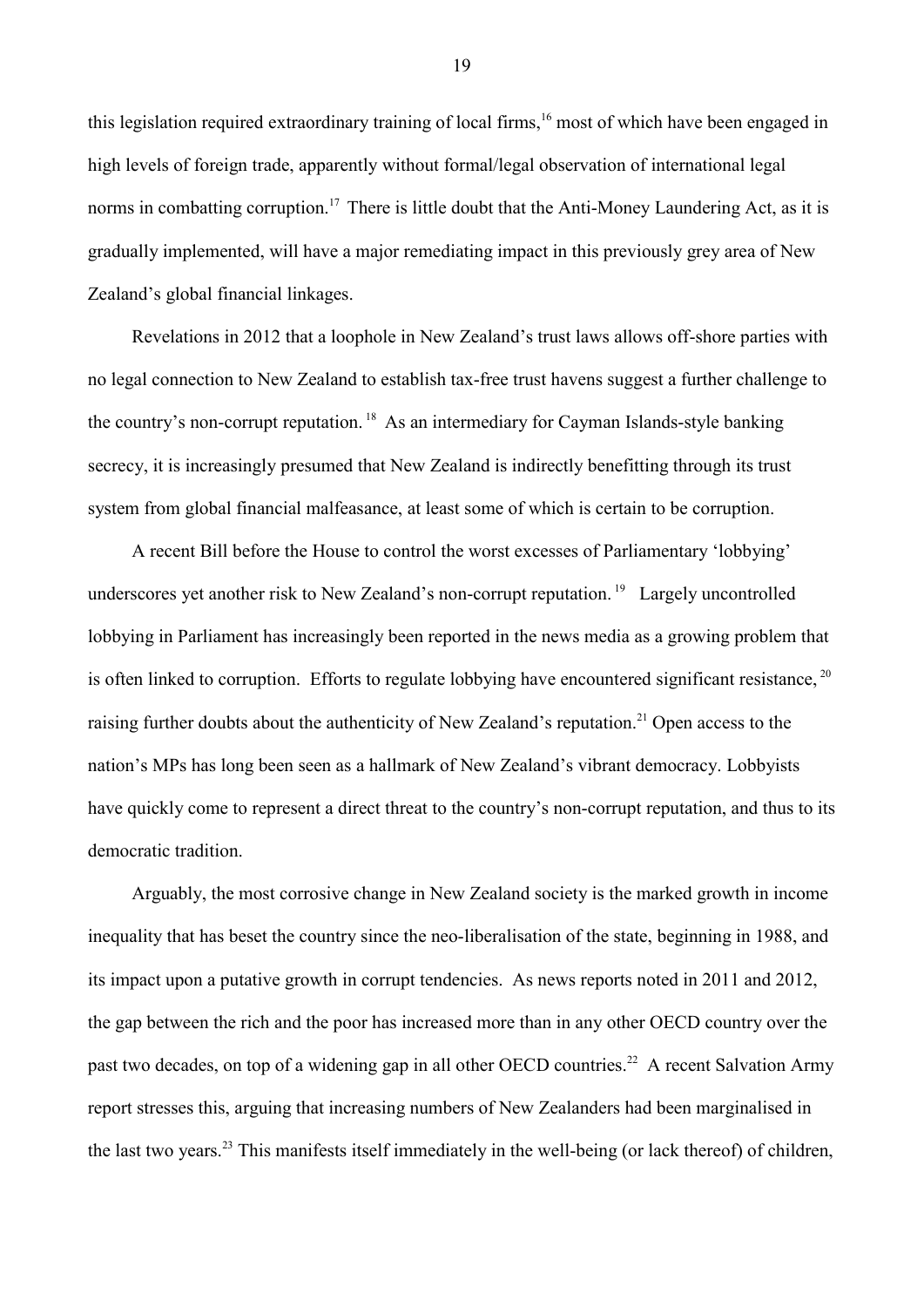this legislation required extraordinary training of local firms,[16] most of which have been engaged in high levels of foreign trade, apparently without formal/legal observation of international legal norms in combatting corruption.[17] There is little doubt that the Anti-Money Laundering Act, as it is gradually implemented, will have a major remediating impact in this previously grey area of New Zealand's global financial linkages.

Revelations in 2012 that a loophole in New Zealand's trust laws allows off-shore parties with no legal connection to New Zealand to establish tax-free trust havens suggest a further challenge to the country's non-corrupt reputation.[18] As an intermediary for Cayman Islands-style banking secrecy, it is increasingly presumed that New Zealand is indirectly benefitting through its trust system from global financial malfeasance, at least some of which is certain to be corruption.

A recent Bill before the House to control the worst excesses of Parliamentary 'lobbying' underscores yet another risk to New Zealand's non-corrupt reputation.[19] Largely uncontrolled lobbying in Parliament has increasingly been reported in the news media as a growing problem that is often linked to corruption. Efforts to regulate lobbying have encountered significant resistance,[20] raising further doubts about the authenticity of New Zealand's reputation.[21] Open access to the nation's MPs has long been seen as a hallmark of New Zealand's vibrant democracy. Lobbyists have quickly come to represent a direct threat to the country's non-corrupt reputation, and thus to its democratic tradition.

Arguably, the most corrosive change in New Zealand society is the marked growth in income inequality that has beset the country since the neo-liberalisation of the state, beginning in 1988, and its impact upon a putative growth in corrupt tendencies. As news reports noted in 2011 and 2012, the gap between the rich and the poor has increased more than in any other OECD country over the past two decades, on top of a widening gap in all other OECD countries.[22] A recent Salvation Army report stresses this, arguing that increasing numbers of New Zealanders had been marginalised in the last two years.[23] This manifests itself immediately in the well-being (or lack thereof) of children,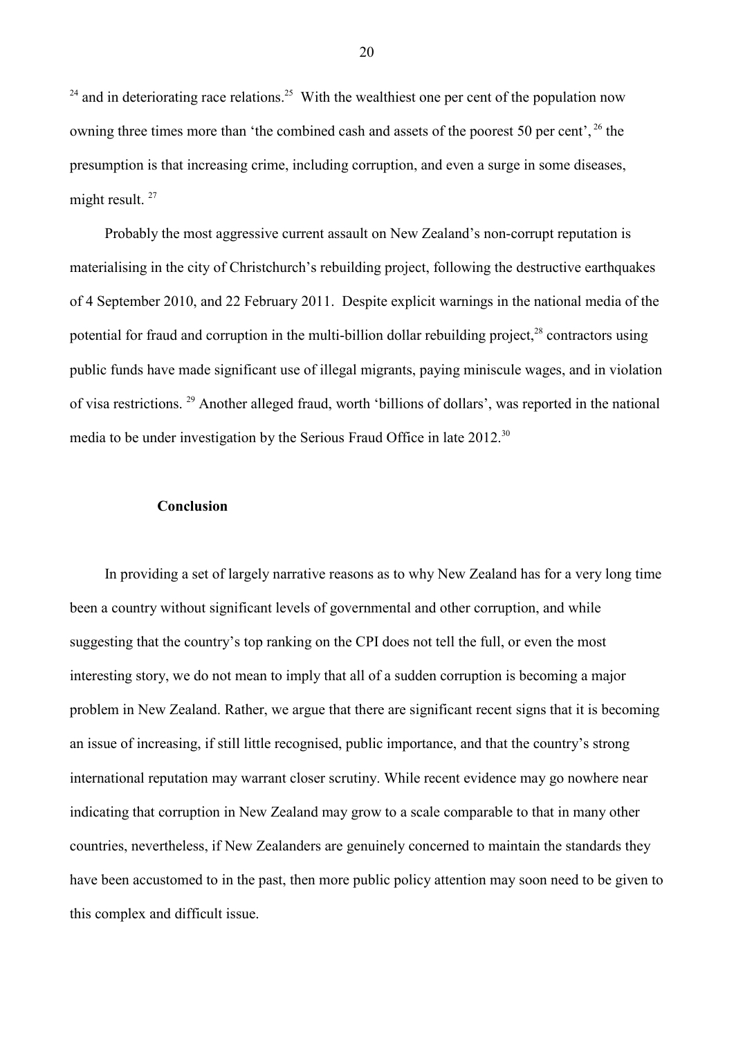[24] and in deteriorating race relations.[25] With the wealthiest one per cent of the population now owning three times more than 'the combined cash and assets of the poorest 50 per cent', [26] the presumption is that increasing crime, including corruption, and even a surge in some diseases, might result. [27]

Probably the most aggressive current assault on New Zealand's non-corrupt reputation is materialising in the city of Christchurch's rebuilding project, following the destructive earthquakes of 4 September 2010, and 22 February 2011. Despite explicit warnings in the national media of the potential for fraud and corruption in the multi-billion dollar rebuilding project,[28] contractors using public funds have made significant use of illegal migrants, paying miniscule wages, and in violation of visa restrictions. [29] Another alleged fraud, worth 'billions of dollars', was reported in the national media to be under investigation by the Serious Fraud Office in late 2012.[30]

**Conclusion**

In providing a set of largely narrative reasons as to why New Zealand has for a very long time been a country without significant levels of governmental and other corruption, and while suggesting that the country's top ranking on the CPI does not tell the full, or even the most interesting story, we do not mean to imply that all of a sudden corruption is becoming a major problem in New Zealand. Rather, we argue that there are significant recent signs that it is becoming an issue of increasing, if still little recognised, public importance, and that the country's strong international reputation may warrant closer scrutiny. While recent evidence may go nowhere near indicating that corruption in New Zealand may grow to a scale comparable to that in many other countries, nevertheless, if New Zealanders are genuinely concerned to maintain the standards they have been accustomed to in the past, then more public policy attention may soon need to be given to this complex and difficult issue.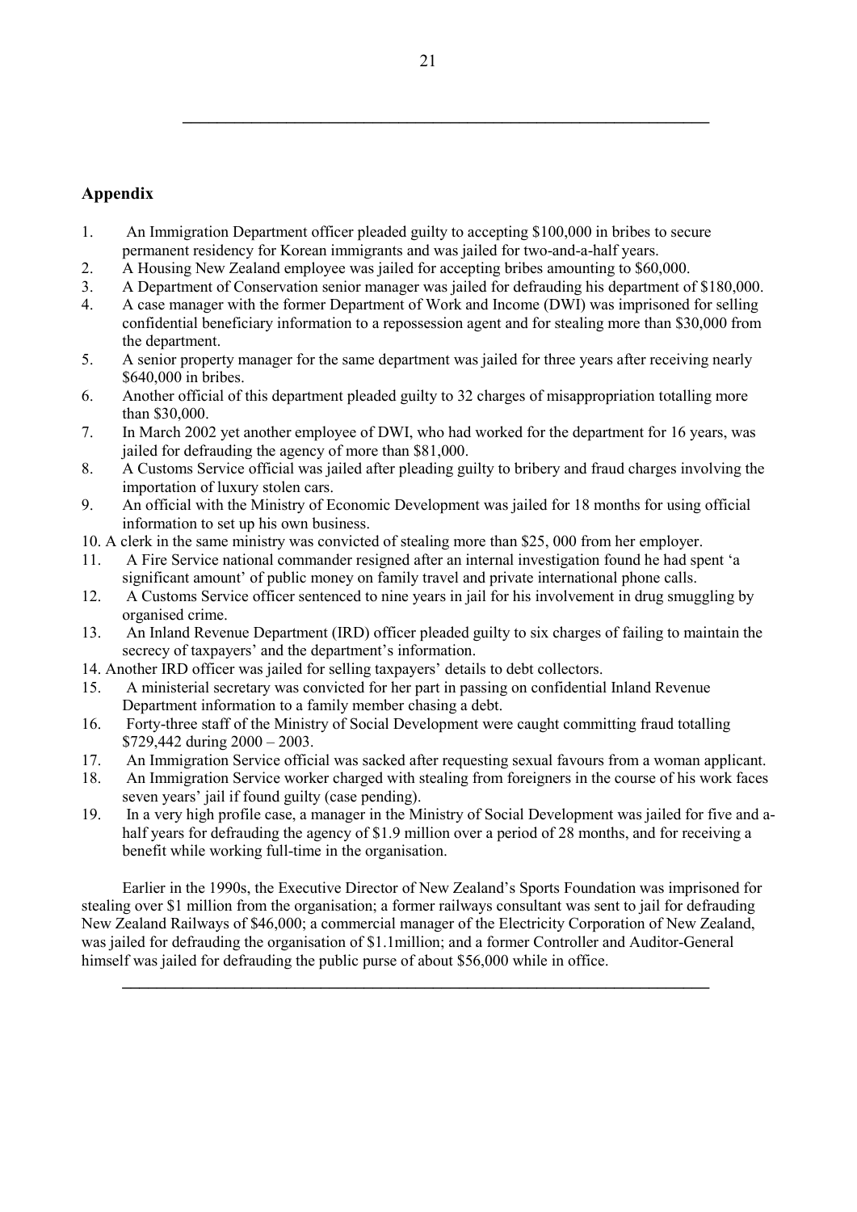## Appendix

1. An Immigration Department officer pleaded guilty to accepting $100,000 in bribes to secure permanent residency for Korean immigrants and was jailed for two-and-a-half years.
2. A Housing New Zealand employee was jailed for accepting bribes amounting to $60,000.
3. A Department of Conservation senior manager was jailed for defrauding his department of $180,000.
4. A case manager with the former Department of Work and Income (DWI) was imprisoned for selling confidential beneficiary information to a repossession agent and for stealing more than $30,000 from the department.
5. A senior property manager for the same department was jailed for three years after receiving nearly $640,000 in bribes.
6. Another official of this department pleaded guilty to 32 charges of misappropriation totalling more than $30,000.
7. In March 2002 yet another employee of DWI, who had worked for the department for 16 years, was jailed for defrauding the agency of more than $81,000.
8. A Customs Service official was jailed after pleading guilty to bribery and fraud charges involving the importation of luxury stolen cars.
9. An official with the Ministry of Economic Development was jailed for 18 months for using official information to set up his own business.
10. A clerk in the same ministry was convicted of stealing more than $25, 000 from her employer.
11. A Fire Service national commander resigned after an internal investigation found he had spent 'a significant amount' of public money on family travel and private international phone calls.
12. A Customs Service officer sentenced to nine years in jail for his involvement in drug smuggling by organised crime.
13. An Inland Revenue Department (IRD) officer pleaded guilty to six charges of failing to maintain the secrecy of taxpayers' and the department's information.
14. Another IRD officer was jailed for selling taxpayers' details to debt collectors.
15. A ministerial secretary was convicted for her part in passing on confidential Inland Revenue Department information to a family member chasing a debt.
16. Forty-three staff of the Ministry of Social Development were caught committing fraud totalling $729,442 during 2000 – 2003.
17. An Immigration Service official was sacked after requesting sexual favours from a woman applicant.
18. An Immigration Service worker charged with stealing from foreigners in the course of his work faces seven years' jail if found guilty (case pending).
19. In a very high profile case, a manager in the Ministry of Social Development was jailed for five and a-half years for defrauding the agency of $1.9 million over a period of 28 months, and for receiving a benefit while working full-time in the organisation.

Earlier in the 1990s, the Executive Director of New Zealand's Sports Foundation was imprisoned for stealing over $1 million from the organisation; a former railways consultant was sent to jail for defrauding New Zealand Railways of $46,000; a commercial manager of the Electricity Corporation of New Zealand, was jailed for defrauding the organisation of $1.1million; and a former Controller and Auditor-General himself was jailed for defrauding the public purse of about $56,000 while in office.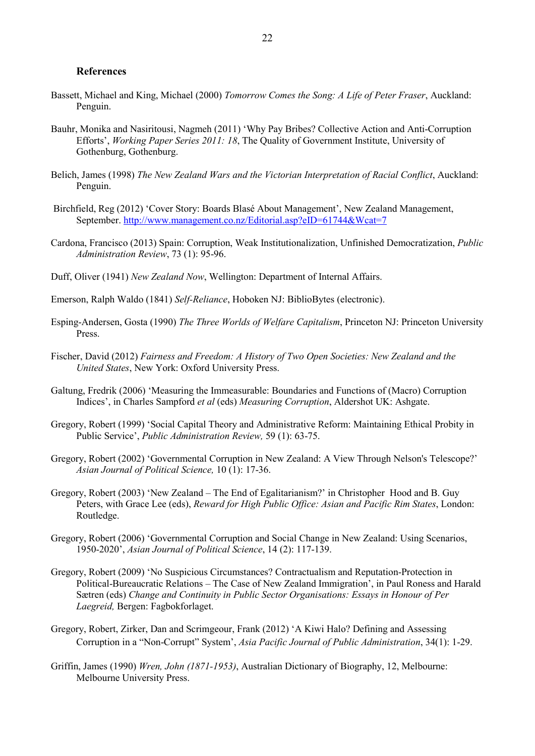### References

Bassett, Michael and King, Michael (2000) *Tomorrow Comes the Song: A Life of Peter Fraser*, Auckland: Penguin.

Bauhr, Monika and Nasiritousi, Nagmeh (2011) 'Why Pay Bribes? Collective Action and Anti-Corruption Efforts', *Working Paper Series 2011: 18*, The Quality of Government Institute, University of Gothenburg, Gothenburg.

Belich, James (1998) *The New Zealand Wars and the Victorian Interpretation of Racial Conflict*, Auckland: Penguin.

Birchfield, Reg (2012) 'Cover Story: Boards Blasé About Management', New Zealand Management, September. http://www.management.co.nz/Editorial.asp?eID=61744&Wcat=7

Cardona, Francisco (2013) Spain: Corruption, Weak Institutionalization, Unfinished Democratization, *Public Administration Review*, 73 (1): 95-96.

Duff, Oliver (1941) *New Zealand Now*, Wellington: Department of Internal Affairs.

Emerson, Ralph Waldo (1841) *Self-Reliance*, Hoboken NJ: BiblioBytes (electronic).

Esping-Andersen, Gosta (1990) *The Three Worlds of Welfare Capitalism*, Princeton NJ: Princeton University Press.

Fischer, David (2012) *Fairness and Freedom: A History of Two Open Societies: New Zealand and the United States*, New York: Oxford University Press.

Galtung, Fredrik (2006) 'Measuring the Immeasurable: Boundaries and Functions of (Macro) Corruption Indices', in Charles Sampford *et al* (eds) *Measuring Corruption*, Aldershot UK: Ashgate.

Gregory, Robert (1999) 'Social Capital Theory and Administrative Reform: Maintaining Ethical Probity in Public Service', *Public Administration Review,* 59 (1): 63-75.

Gregory, Robert (2002) 'Governmental Corruption in New Zealand: A View Through Nelson's Telescope?' *Asian Journal of Political Science,* 10 (1): 17-36.

Gregory, Robert (2003) 'New Zealand – The End of Egalitarianism?' in Christopher Hood and B. Guy Peters, with Grace Lee (eds), *Reward for High Public Office: Asian and Pacific Rim States*, London: Routledge.

Gregory, Robert (2006) 'Governmental Corruption and Social Change in New Zealand: Using Scenarios, 1950-2020', *Asian Journal of Political Science*, 14 (2): 117-139.

Gregory, Robert (2009) 'No Suspicious Circumstances? Contractualism and Reputation-Protection in Political-Bureaucratic Relations – The Case of New Zealand Immigration', in Paul Roness and Harald Sætren (eds) *Change and Continuity in Public Sector Organisations: Essays in Honour of Per Laegreid,* Bergen: Fagbokforlaget.

Gregory, Robert, Zirker, Dan and Scrimgeour, Frank (2012) 'A Kiwi Halo? Defining and Assessing Corruption in a "Non-Corrupt" System', *Asia Pacific Journal of Public Administration*, 34(1): 1-29.

Griffin, James (1990) *Wren, John (1871-1953)*, Australian Dictionary of Biography, 12, Melbourne: Melbourne University Press.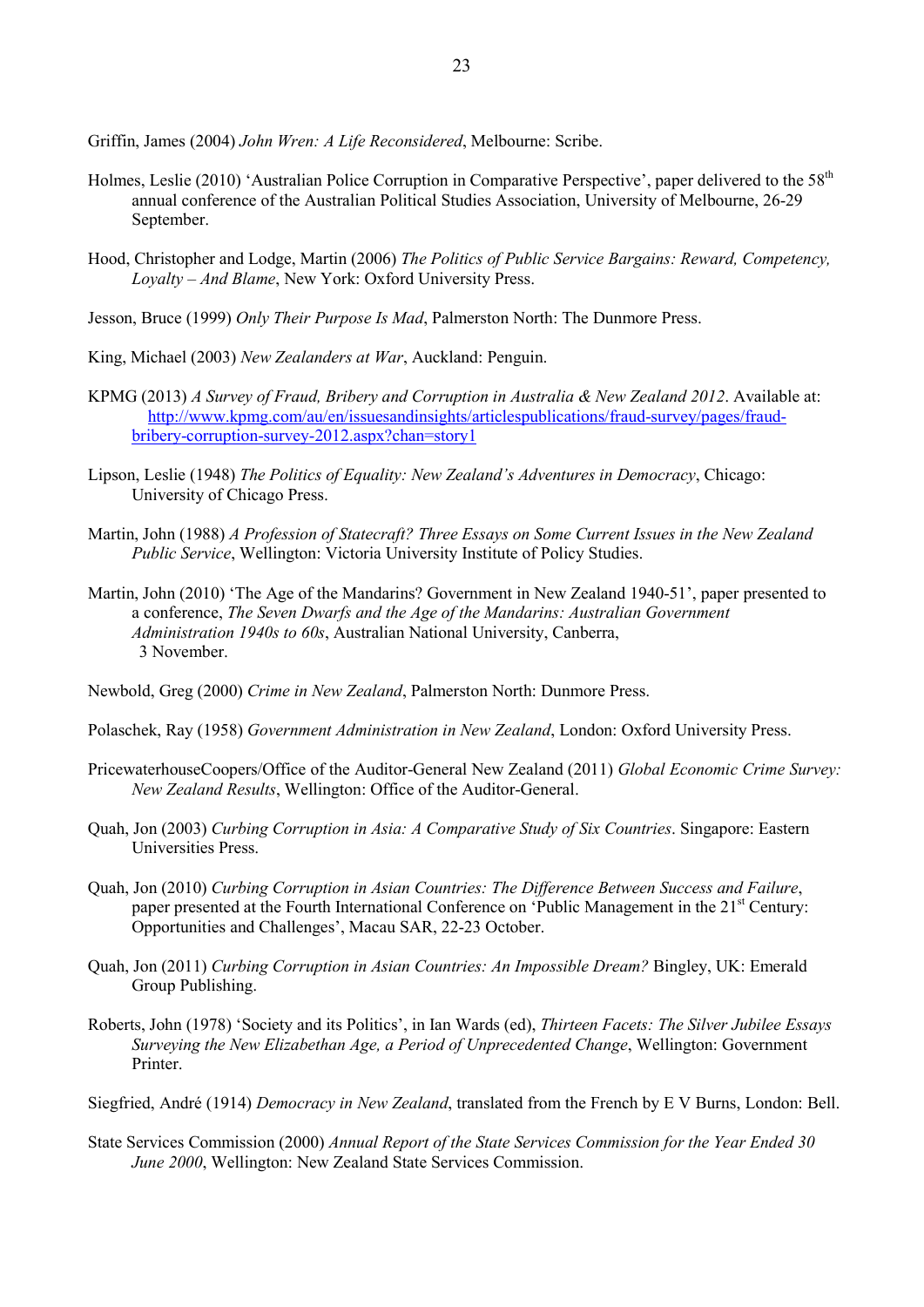Griffin, James (2004) *John Wren: A Life Reconsidered*, Melbourne: Scribe.

Holmes, Leslie (2010) 'Australian Police Corruption in Comparative Perspective', paper delivered to the 58th annual conference of the Australian Political Studies Association, University of Melbourne, 26-29 September.

Hood, Christopher and Lodge, Martin (2006) *The Politics of Public Service Bargains: Reward, Competency, Loyalty – And Blame*, New York: Oxford University Press.

Jesson, Bruce (1999) *Only Their Purpose Is Mad*, Palmerston North: The Dunmore Press.

King, Michael (2003) *New Zealanders at War*, Auckland: Penguin.

KPMG (2013) *A Survey of Fraud, Bribery and Corruption in Australia & New Zealand 2012*. Available at: http://www.kpmg.com/au/en/issuesandinsights/articlespublications/fraud-survey/pages/fraud-bribery-corruption-survey-2012.aspx?chan=story1

Lipson, Leslie (1948) *The Politics of Equality: New Zealand's Adventures in Democracy*, Chicago: University of Chicago Press.

Martin, John (1988) *A Profession of Statecraft? Three Essays on Some Current Issues in the New Zealand Public Service*, Wellington: Victoria University Institute of Policy Studies.

Martin, John (2010) 'The Age of the Mandarins? Government in New Zealand 1940-51', paper presented to a conference, *The Seven Dwarfs and the Age of the Mandarins: Australian Government Administration 1940s to 60s*, Australian National University, Canberra, 3 November.

Newbold, Greg (2000) *Crime in New Zealand*, Palmerston North: Dunmore Press.

Polaschek, Ray (1958) *Government Administration in New Zealand*, London: Oxford University Press.

PricewaterhouseCoopers/Office of the Auditor-General New Zealand (2011) *Global Economic Crime Survey: New Zealand Results*, Wellington: Office of the Auditor-General.

Quah, Jon (2003) *Curbing Corruption in Asia: A Comparative Study of Six Countries*. Singapore: Eastern Universities Press.

Quah, Jon (2010) *Curbing Corruption in Asian Countries: The Difference Between Success and Failure*, paper presented at the Fourth International Conference on 'Public Management in the 21st Century: Opportunities and Challenges', Macau SAR, 22-23 October.

Quah, Jon (2011) *Curbing Corruption in Asian Countries: An Impossible Dream?* Bingley, UK: Emerald Group Publishing.

Roberts, John (1978) 'Society and its Politics', in Ian Wards (ed), *Thirteen Facets: The Silver Jubilee Essays Surveying the New Elizabethan Age, a Period of Unprecedented Change*, Wellington: Government Printer.

Siegfried, André (1914) *Democracy in New Zealand*, translated from the French by E V Burns, London: Bell.

State Services Commission (2000) *Annual Report of the State Services Commission for the Year Ended 30 June 2000*, Wellington: New Zealand State Services Commission.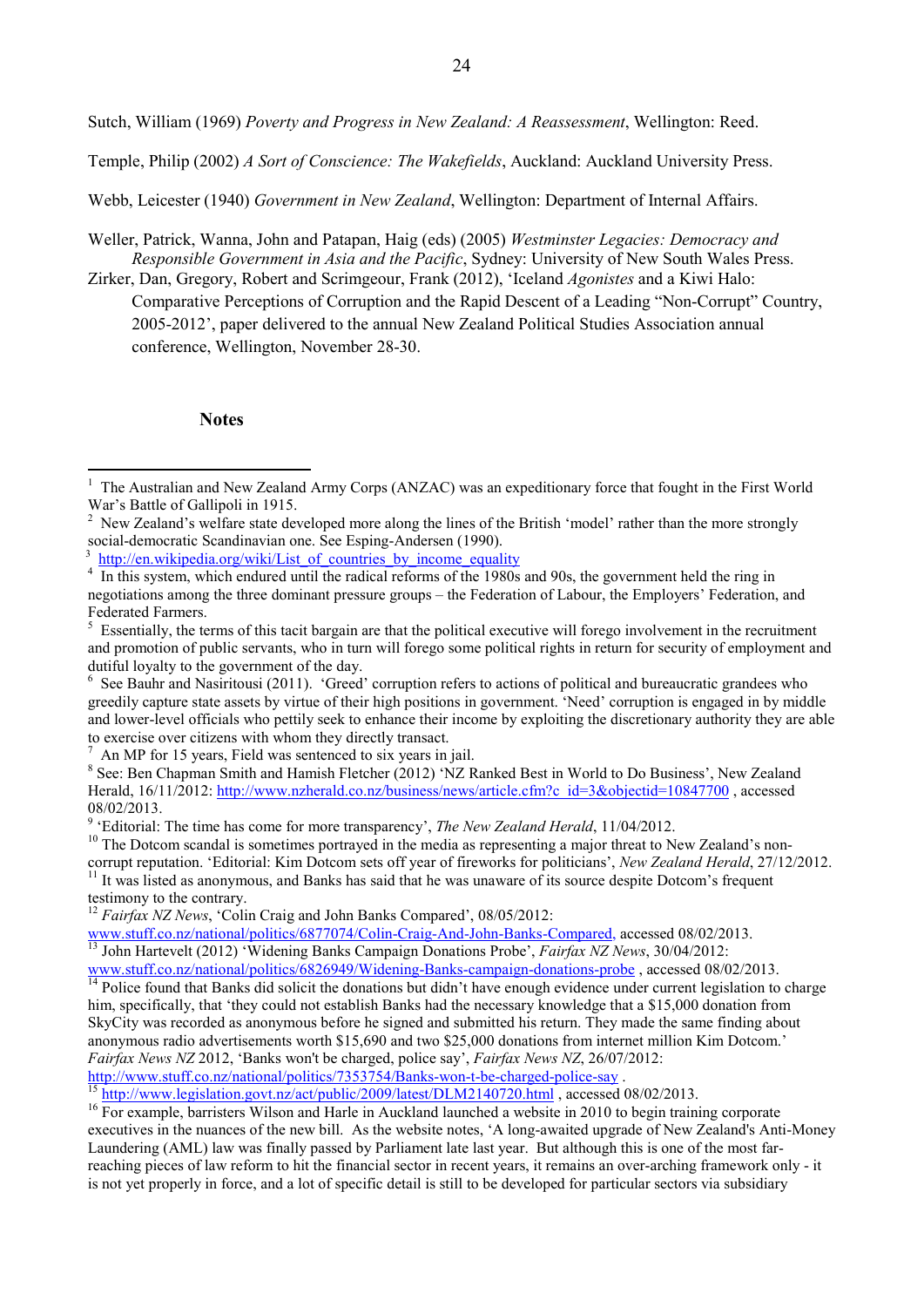Sutch, William (1969) *Poverty and Progress in New Zealand: A Reassessment*, Wellington: Reed.

Temple, Philip (2002) *A Sort of Conscience: The Wakefields*, Auckland: Auckland University Press.

Webb, Leicester (1940) *Government in New Zealand*, Wellington: Department of Internal Affairs.

Weller, Patrick, Wanna, John and Patapan, Haig (eds) (2005) *Westminster Legacies: Democracy and Responsible Government in Asia and the Pacific*, Sydney: University of New South Wales Press.

Zirker, Dan, Gregory, Robert and Scrimgeour, Frank (2012), 'Iceland *Agonistes* and a Kiwi Halo: Comparative Perceptions of Corruption and the Rapid Descent of a Leading "Non-Corrupt" Country, 2005-2012', paper delivered to the annual New Zealand Political Studies Association annual conference, Wellington, November 28-30.

## Notes

[1] The Australian and New Zealand Army Corps (ANZAC) was an expeditionary force that fought in the First World War's Battle of Gallipoli in 1915.

[2] New Zealand's welfare state developed more along the lines of the British 'model' rather than the more strongly social-democratic Scandinavian one. See Esping-Andersen (1990).

[3] http://en.wikipedia.org/wiki/List_of_countries_by_income_equality

[4] In this system, which endured until the radical reforms of the 1980s and 90s, the government held the ring in negotiations among the three dominant pressure groups – the Federation of Labour, the Employers' Federation, and Federated Farmers.

[5] Essentially, the terms of this tacit bargain are that the political executive will forego involvement in the recruitment and promotion of public servants, who in turn will forego some political rights in return for security of employment and dutiful loyalty to the government of the day.

[6] See Bauhr and Nasiritousi (2011). 'Greed' corruption refers to actions of political and bureaucratic grandees who greedily capture state assets by virtue of their high positions in government. 'Need' corruption is engaged in by middle and lower-level officials who pettily seek to enhance their income by exploiting the discretionary authority they are able to exercise over citizens with whom they directly transact.

[7] An MP for 15 years, Field was sentenced to six years in jail.

[8] See: Ben Chapman Smith and Hamish Fletcher (2012) 'NZ Ranked Best in World to Do Business', New Zealand Herald, 16/11/2012: http://www.nzherald.co.nz/business/news/article.cfm?c_id=3&objectid=10847700 , accessed 08/02/2013.

[9] 'Editorial: The time has come for more transparency', *The New Zealand Herald*, 11/04/2012.

[10] The Dotcom scandal is sometimes portrayed in the media as representing a major threat to New Zealand's non-corrupt reputation. 'Editorial: Kim Dotcom sets off year of fireworks for politicians', *New Zealand Herald*, 27/12/2012.

[11] It was listed as anonymous, and Banks has said that he was unaware of its source despite Dotcom's frequent testimony to the contrary.

[12] *Fairfax NZ News*, 'Colin Craig and John Banks Compared', 08/05/2012: www.stuff.co.nz/national/politics/6877074/Colin-Craig-And-John-Banks-Compared, accessed 08/02/2013.

[13] John Hartevelt (2012) 'Widening Banks Campaign Donations Probe', *Fairfax NZ News*, 30/04/2012: www.stuff.co.nz/national/politics/6826949/Widening-Banks-campaign-donations-probe , accessed 08/02/2013.

[14] Police found that Banks did solicit the donations but didn't have enough evidence under current legislation to charge him, specifically, that 'they could not establish Banks had the necessary knowledge that a $15,000 donation from SkyCity was recorded as anonymous before he signed and submitted his return. They made the same finding about anonymous radio advertisements worth $15,690 and two $25,000 donations from internet million Kim Dotcom.' *Fairfax News NZ* 2012, 'Banks won't be charged, police say', *Fairfax News NZ*, 26/07/2012: http://www.stuff.co.nz/national/politics/7353754/Banks-won-t-be-charged-police-say .

[15] http://www.legislation.govt.nz/act/public/2009/latest/DLM2140720.html , accessed 08/02/2013.

[16] For example, barristers Wilson and Harle in Auckland launched a website in 2010 to begin training corporate executives in the nuances of the new bill. As the website notes, 'A long-awaited upgrade of New Zealand's Anti-Money Laundering (AML) law was finally passed by Parliament late last year. But although this is one of the most far-reaching pieces of law reform to hit the financial sector in recent years, it remains an over-arching framework only - it is not yet properly in force, and a lot of specific detail is still to be developed for particular sectors via subsidiary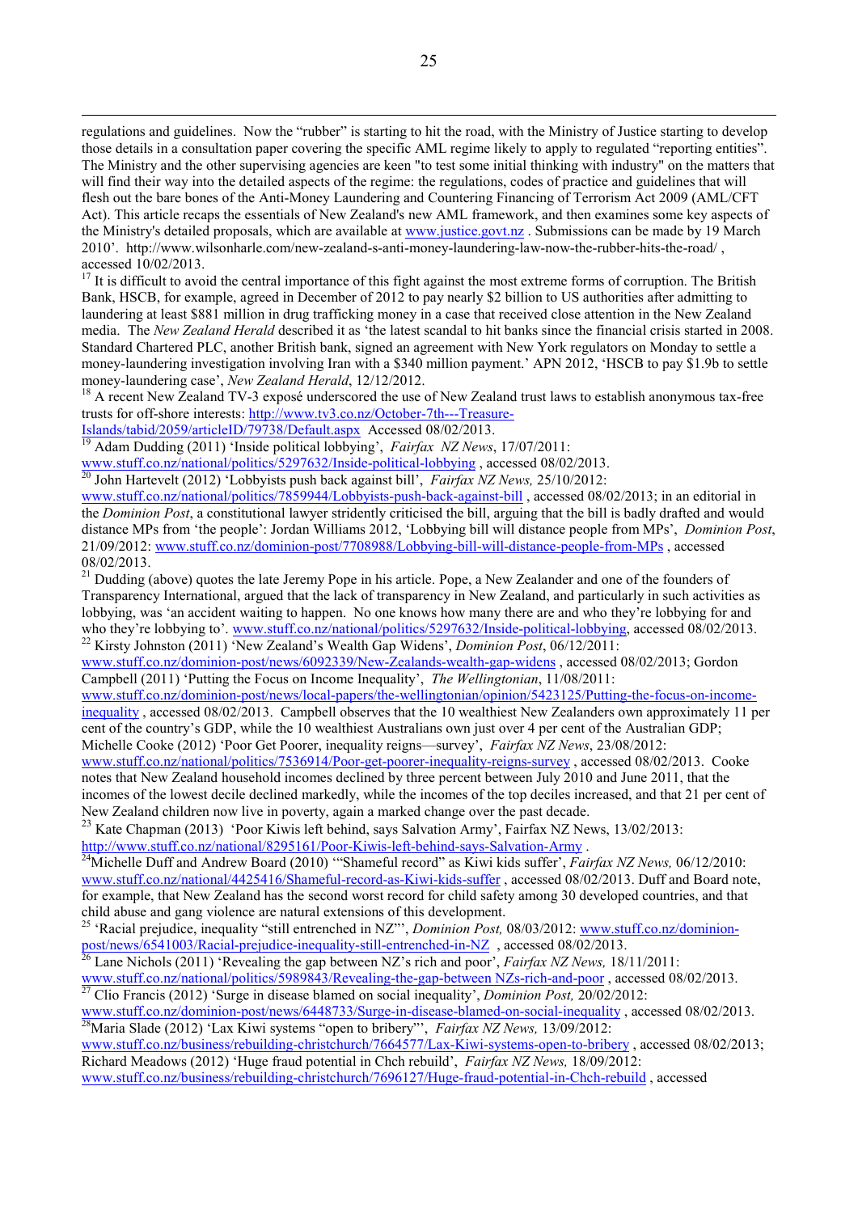regulations and guidelines. Now the "rubber" is starting to hit the road, with the Ministry of Justice starting to develop those details in a consultation paper covering the specific AML regime likely to apply to regulated "reporting entities". The Ministry and the other supervising agencies are keen "to test some initial thinking with industry" on the matters that will find their way into the detailed aspects of the regime: the regulations, codes of practice and guidelines that will flesh out the bare bones of the Anti-Money Laundering and Countering Financing of Terrorism Act 2009 (AML/CFT Act). This article recaps the essentials of New Zealand's new AML framework, and then examines some key aspects of the Ministry's detailed proposals, which are available at www.justice.govt.nz . Submissions can be made by 19 March 2010'. http://www.wilsonharle.com/new-zealand-s-anti-money-laundering-law-now-the-rubber-hits-the-road/ , accessed 10/02/2013.

[17] It is difficult to avoid the central importance of this fight against the most extreme forms of corruption. The British Bank, HSCB, for example, agreed in December of 2012 to pay nearly $2 billion to US authorities after admitting to laundering at least $881 million in drug trafficking money in a case that received close attention in the New Zealand media. The *New Zealand Herald* described it as 'the latest scandal to hit banks since the financial crisis started in 2008. Standard Chartered PLC, another British bank, signed an agreement with New York regulators on Monday to settle a money-laundering investigation involving Iran with a $340 million payment.' APN 2012, 'HSCB to pay $1.9b to settle money-laundering case', *New Zealand Herald*, 12/12/2012.

[18] A recent New Zealand TV-3 exposé underscored the use of New Zealand trust laws to establish anonymous tax-free trusts for off-shore interests: http://www.tv3.co.nz/October-7th---Treasure-Islands/tabid/2059/articleID/79738/Default.aspx Accessed 08/02/2013.

[19] Adam Dudding (2011) 'Inside political lobbying', *Fairfax NZ News*, 17/07/2011: www.stuff.co.nz/national/politics/5297632/Inside-political-lobbying , accessed 08/02/2013.

[20] John Hartevelt (2012) 'Lobbyists push back against bill', *Fairfax NZ News,* 25/10/2012: www.stuff.co.nz/national/politics/7859944/Lobbyists-push-back-against-bill , accessed 08/02/2013; in an editorial in the *Dominion Post*, a constitutional lawyer stridently criticised the bill, arguing that the bill is badly drafted and would distance MPs from 'the people': Jordan Williams 2012, 'Lobbying bill will distance people from MPs', *Dominion Post*, 21/09/2012: www.stuff.co.nz/dominion-post/7708988/Lobbying-bill-will-distance-people-from-MPs , accessed 08/02/2013.

[21] Dudding (above) quotes the late Jeremy Pope in his article. Pope, a New Zealander and one of the founders of Transparency International, argued that the lack of transparency in New Zealand, and particularly in such activities as lobbying, was 'an accident waiting to happen. No one knows how many there are and who they're lobbying for and who they're lobbying to'. www.stuff.co.nz/national/politics/5297632/Inside-political-lobbying, accessed 08/02/2013.

[22] Kirsty Johnston (2011) 'New Zealand's Wealth Gap Widens', *Dominion Post*, 06/12/2011: www.stuff.co.nz/dominion-post/news/6092339/New-Zealands-wealth-gap-widens , accessed 08/02/2013; Gordon Campbell (2011) 'Putting the Focus on Income Inequality', *The Wellingtonian*, 11/08/2011: www.stuff.co.nz/dominion-post/news/local-papers/the-wellingtonian/opinion/5423125/Putting-the-focus-on-income-inequality , accessed 08/02/2013. Campbell observes that the 10 wealthiest New Zealanders own approximately 11 per cent of the country's GDP, while the 10 wealthiest Australians own just over 4 per cent of the Australian GDP; Michelle Cooke (2012) 'Poor Get Poorer, inequality reigns—survey', *Fairfax NZ News*, 23/08/2012: www.stuff.co.nz/national/politics/7536914/Poor-get-poorer-inequality-reigns-survey , accessed 08/02/2013. Cooke notes that New Zealand household incomes declined by three percent between July 2010 and June 2011, that the incomes of the lowest decile declined markedly, while the incomes of the top deciles increased, and that 21 per cent of New Zealand children now live in poverty, again a marked change over the past decade.

[23] Kate Chapman (2013) 'Poor Kiwis left behind, says Salvation Army', Fairfax NZ News, 13/02/2013: http://www.stuff.co.nz/national/8295161/Poor-Kiwis-left-behind-says-Salvation-Army .

[24] Michelle Duff and Andrew Board (2010) '"Shameful record" as Kiwi kids suffer', *Fairfax NZ News,* 06/12/2010: www.stuff.co.nz/national/4425416/Shameful-record-as-Kiwi-kids-suffer , accessed 08/02/2013. Duff and Board note, for example, that New Zealand has the second worst record for child safety among 30 developed countries, and that child abuse and gang violence are natural extensions of this development.

[25] 'Racial prejudice, inequality "still entrenched in NZ"', *Dominion Post,* 08/03/2012: www.stuff.co.nz/dominion-post/news/6541003/Racial-prejudice-inequality-still-entrenched-in-NZ , accessed 08/02/2013.

[26] Lane Nichols (2011) 'Revealing the gap between NZ's rich and poor', *Fairfax NZ News,* 18/11/2011: www.stuff.co.nz/national/politics/5989843/Revealing-the-gap-between NZs-rich-and-poor , accessed 08/02/2013.

[27] Clio Francis (2012) 'Surge in disease blamed on social inequality', *Dominion Post,* 20/02/2012: www.stuff.co.nz/dominion-post/news/6448733/Surge-in-disease-blamed-on-social-inequality , accessed 08/02/2013.

[28] Maria Slade (2012) 'Lax Kiwi systems "open to bribery"', *Fairfax NZ News,* 13/09/2012: www.stuff.co.nz/business/rebuilding-christchurch/7664577/Lax-Kiwi-systems-open-to-bribery , accessed 08/02/2013; Richard Meadows (2012) 'Huge fraud potential in Chch rebuild', *Fairfax NZ News,* 18/09/2012: www.stuff.co.nz/business/rebuilding-christchurch/7696127/Huge-fraud-potential-in-Chch-rebuild , accessed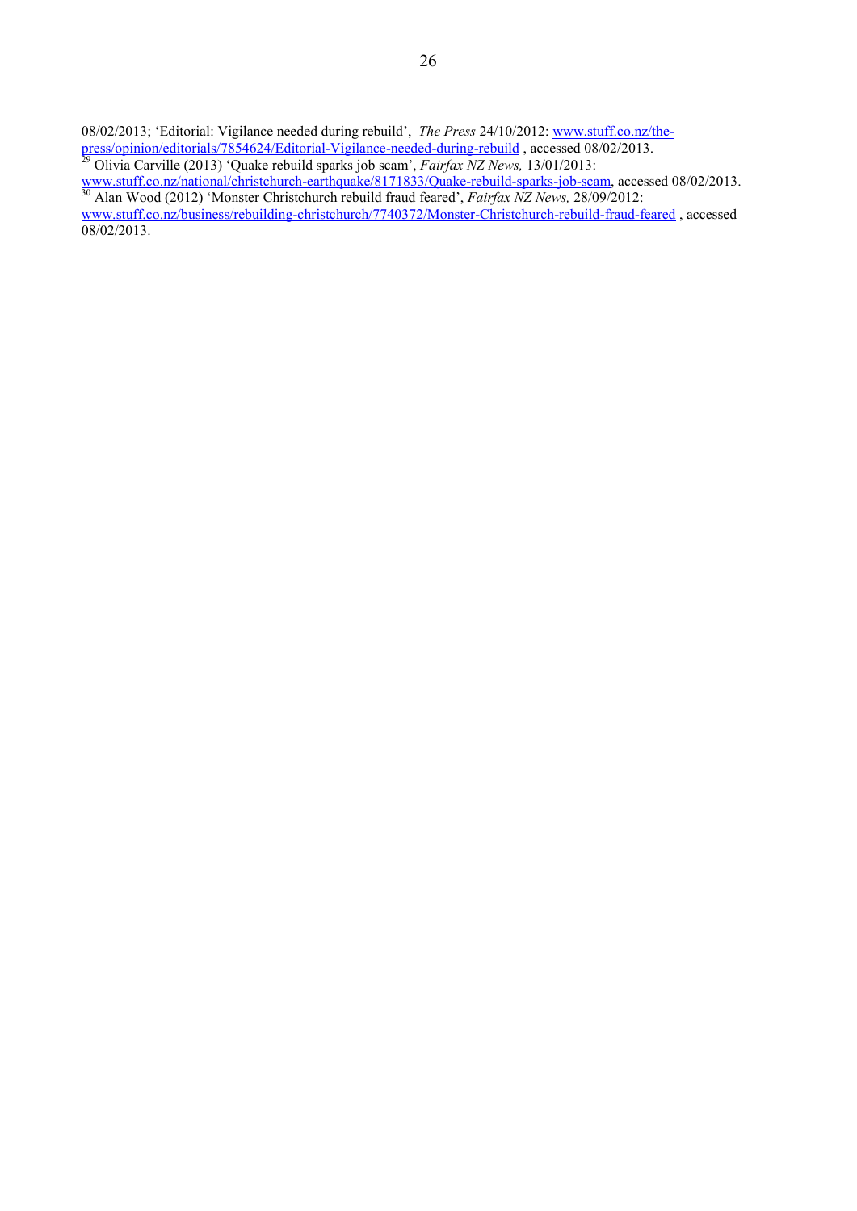08/02/2013; 'Editorial: Vigilance needed during rebuild', *The Press* 24/10/2012: www.stuff.co.nz/the-press/opinion/editorials/7854624/Editorial-Vigilance-needed-during-rebuild , accessed 08/02/2013.

[29] Olivia Carville (2013) 'Quake rebuild sparks job scam', *Fairfax NZ News,* 13/01/2013: www.stuff.co.nz/national/christchurch-earthquake/8171833/Quake-rebuild-sparks-job-scam, accessed 08/02/2013.

[30] Alan Wood (2012) 'Monster Christchurch rebuild fraud feared', *Fairfax NZ News,* 28/09/2012: www.stuff.co.nz/business/rebuilding-christchurch/7740372/Monster-Christchurch-rebuild-fraud-feared , accessed 08/02/2013.